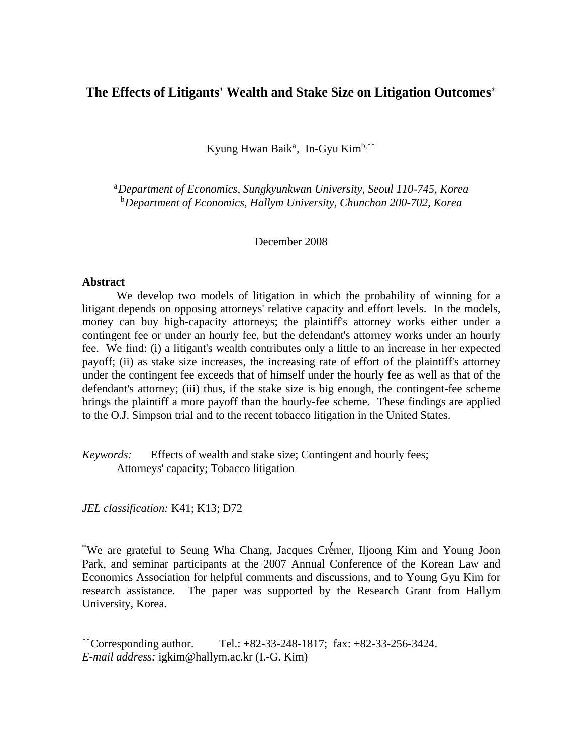# The Effects of Litigants' Wealth and Stake Size on Litigation Outcomes*

Kyung Hwan Baik[a], In-Gyu Kim[b,**]

[a]*Department of Economics, Sungkyunkwan University, Seoul 110-745, Korea*
[b]*Department of Economics, Hallym University, Chunchon 200-702, Korea*

December 2008

**Abstract**

We develop two models of litigation in which the probability of winning for a litigant depends on opposing attorneys' relative capacity and effort levels. In the models, money can buy high-capacity attorneys; the plaintiff's attorney works either under a contingent fee or under an hourly fee, but the defendant's attorney works under an hourly fee. We find: (i) a litigant's wealth contributes only a little to an increase in her expected payoff; (ii) as stake size increases, the increasing rate of effort of the plaintiff's attorney under the contingent fee exceeds that of himself under the hourly fee as well as that of the defendant's attorney; (iii) thus, if the stake size is big enough, the contingent-fee scheme brings the plaintiff a more payoff than the hourly-fee scheme. These findings are applied to the O.J. Simpson trial and to the recent tobacco litigation in the United States.

*Keywords:* Effects of wealth and stake size; Contingent and hourly fees; Attorneys' capacity; Tobacco litigation

*JEL classification:* K41; K13; D72

*We are grateful to Seung Wha Chang, Jacques Crémer, Iljoong Kim and Young Joon Park, and seminar participants at the 2007 Annual Conference of the Korean Law and Economics Association for helpful comments and discussions, and to Young Gyu Kim for research assistance. The paper was supported by the Research Grant from Hallym University, Korea.

**Corresponding author. Tel.: +82-33-248-1817; fax: +82-33-256-3424.
*E-mail address:* igkim@hallym.ac.kr (I.-G. Kim)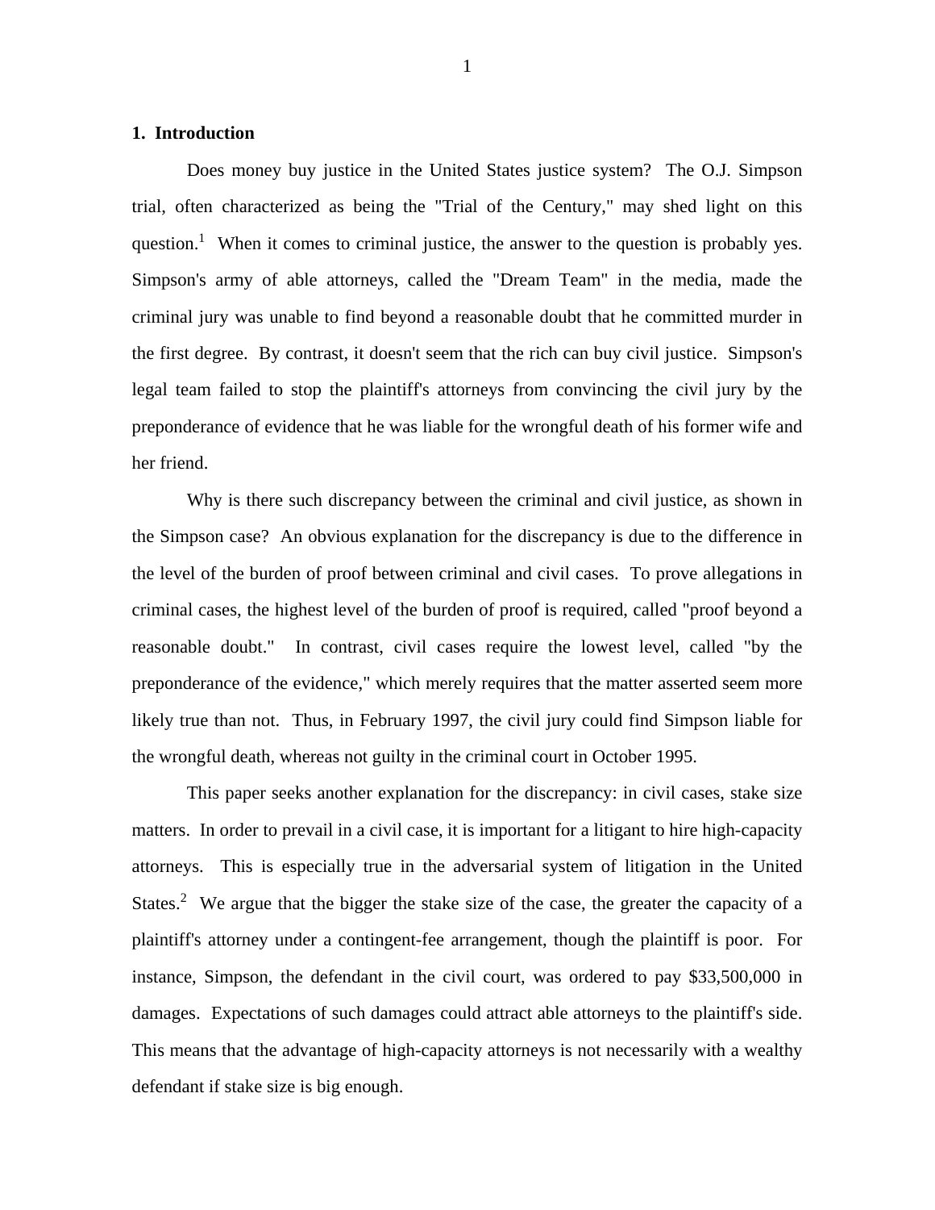## 1. Introduction

Does money buy justice in the United States justice system? The O.J. Simpson trial, often characterized as being the "Trial of the Century," may shed light on this question.[1] When it comes to criminal justice, the answer to the question is probably yes. Simpson's army of able attorneys, called the "Dream Team" in the media, made the criminal jury was unable to find beyond a reasonable doubt that he committed murder in the first degree. By contrast, it doesn't seem that the rich can buy civil justice. Simpson's legal team failed to stop the plaintiff's attorneys from convincing the civil jury by the preponderance of evidence that he was liable for the wrongful death of his former wife and her friend.

Why is there such discrepancy between the criminal and civil justice, as shown in the Simpson case? An obvious explanation for the discrepancy is due to the difference in the level of the burden of proof between criminal and civil cases. To prove allegations in criminal cases, the highest level of the burden of proof is required, called "proof beyond a reasonable doubt." In contrast, civil cases require the lowest level, called "by the preponderance of the evidence," which merely requires that the matter asserted seem more likely true than not. Thus, in February 1997, the civil jury could find Simpson liable for the wrongful death, whereas not guilty in the criminal court in October 1995.

This paper seeks another explanation for the discrepancy: in civil cases, stake size matters. In order to prevail in a civil case, it is important for a litigant to hire high-capacity attorneys. This is especially true in the adversarial system of litigation in the United States.[2] We argue that the bigger the stake size of the case, the greater the capacity of a plaintiff's attorney under a contingent-fee arrangement, though the plaintiff is poor. For instance, Simpson, the defendant in the civil court, was ordered to pay $33,500,000 in damages. Expectations of such damages could attract able attorneys to the plaintiff's side. This means that the advantage of high-capacity attorneys is not necessarily with a wealthy defendant if stake size is big enough.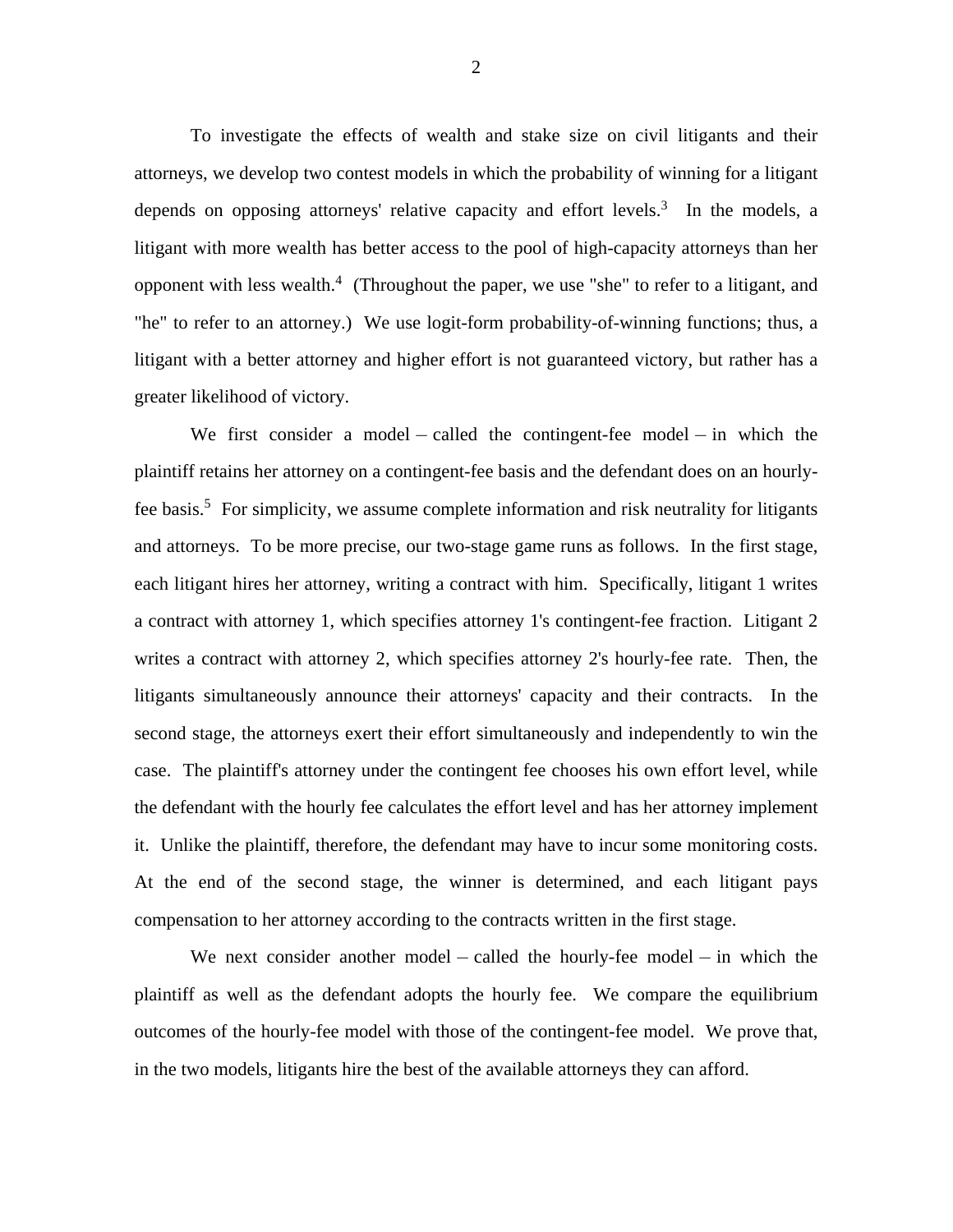To investigate the effects of wealth and stake size on civil litigants and their attorneys, we develop two contest models in which the probability of winning for a litigant depends on opposing attorneys' relative capacity and effort levels.[3] In the models, a litigant with more wealth has better access to the pool of high-capacity attorneys than her opponent with less wealth.[4] (Throughout the paper, we use "she" to refer to a litigant, and "he" to refer to an attorney.) We use logit-form probability-of-winning functions; thus, a litigant with a better attorney and higher effort is not guaranteed victory, but rather has a greater likelihood of victory.

We first consider a model – called the contingent-fee model – in which the plaintiff retains her attorney on a contingent-fee basis and the defendant does on an hourly-fee basis.[5] For simplicity, we assume complete information and risk neutrality for litigants and attorneys. To be more precise, our two-stage game runs as follows. In the first stage, each litigant hires her attorney, writing a contract with him. Specifically, litigant 1 writes a contract with attorney 1, which specifies attorney 1's contingent-fee fraction. Litigant 2 writes a contract with attorney 2, which specifies attorney 2's hourly-fee rate. Then, the litigants simultaneously announce their attorneys' capacity and their contracts. In the second stage, the attorneys exert their effort simultaneously and independently to win the case. The plaintiff's attorney under the contingent fee chooses his own effort level, while the defendant with the hourly fee calculates the effort level and has her attorney implement it. Unlike the plaintiff, therefore, the defendant may have to incur some monitoring costs. At the end of the second stage, the winner is determined, and each litigant pays compensation to her attorney according to the contracts written in the first stage.

We next consider another model – called the hourly-fee model – in which the plaintiff as well as the defendant adopts the hourly fee. We compare the equilibrium outcomes of the hourly-fee model with those of the contingent-fee model. We prove that, in the two models, litigants hire the best of the available attorneys they can afford.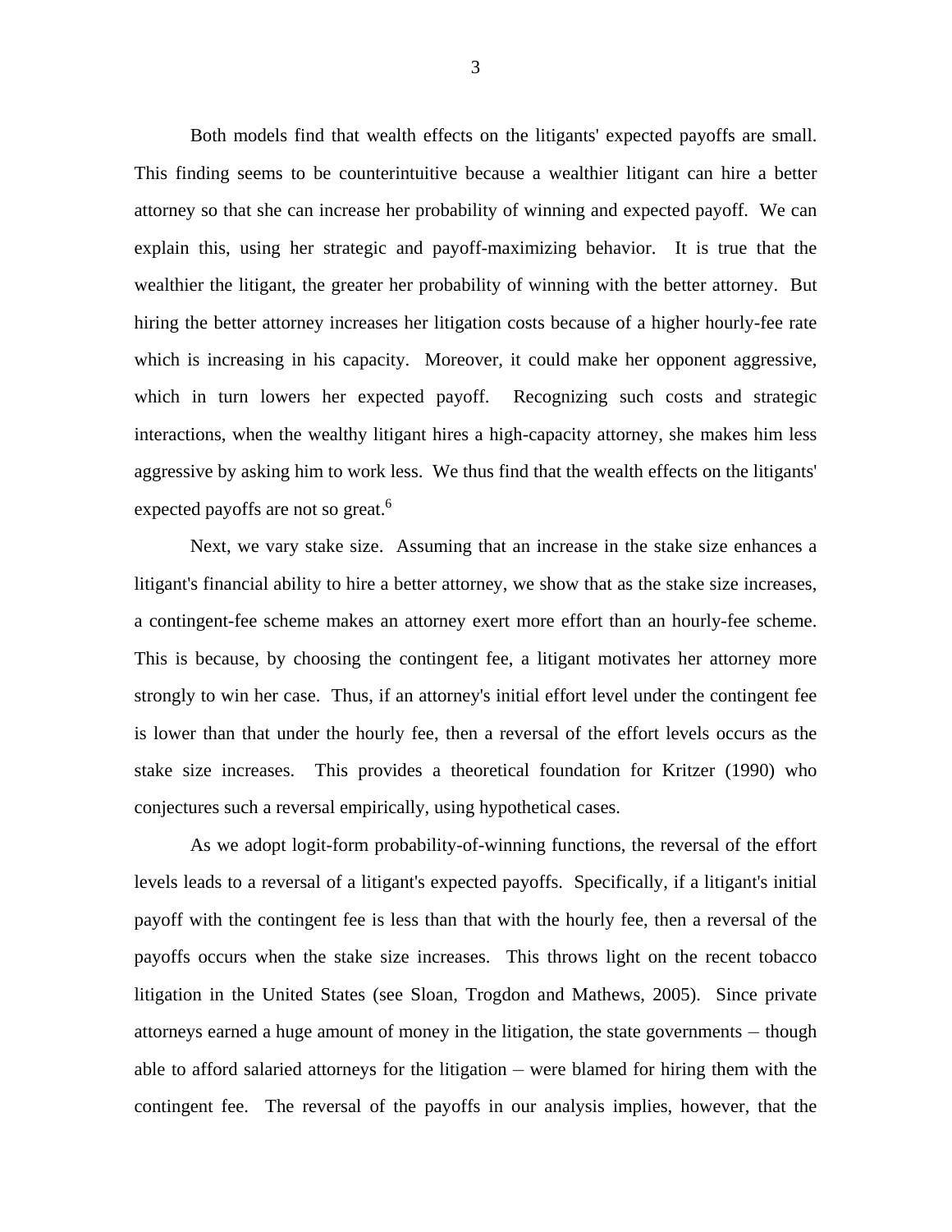Both models find that wealth effects on the litigants' expected payoffs are small. This finding seems to be counterintuitive because a wealthier litigant can hire a better attorney so that she can increase her probability of winning and expected payoff. We can explain this, using her strategic and payoff-maximizing behavior. It is true that the wealthier the litigant, the greater her probability of winning with the better attorney. But hiring the better attorney increases her litigation costs because of a higher hourly-fee rate which is increasing in his capacity. Moreover, it could make her opponent aggressive, which in turn lowers her expected payoff. Recognizing such costs and strategic interactions, when the wealthy litigant hires a high-capacity attorney, she makes him less aggressive by asking him to work less. We thus find that the wealth effects on the litigants' expected payoffs are not so great.[6]

Next, we vary stake size. Assuming that an increase in the stake size enhances a litigant's financial ability to hire a better attorney, we show that as the stake size increases, a contingent-fee scheme makes an attorney exert more effort than an hourly-fee scheme. This is because, by choosing the contingent fee, a litigant motivates her attorney more strongly to win her case. Thus, if an attorney's initial effort level under the contingent fee is lower than that under the hourly fee, then a reversal of the effort levels occurs as the stake size increases. This provides a theoretical foundation for Kritzer (1990) who conjectures such a reversal empirically, using hypothetical cases.

As we adopt logit-form probability-of-winning functions, the reversal of the effort levels leads to a reversal of a litigant's expected payoffs. Specifically, if a litigant's initial payoff with the contingent fee is less than that with the hourly fee, then a reversal of the payoffs occurs when the stake size increases. This throws light on the recent tobacco litigation in the United States (see Sloan, Trogdon and Mathews, 2005). Since private attorneys earned a huge amount of money in the litigation, the state governments – though able to afford salaried attorneys for the litigation – were blamed for hiring them with the contingent fee. The reversal of the payoffs in our analysis implies, however, that the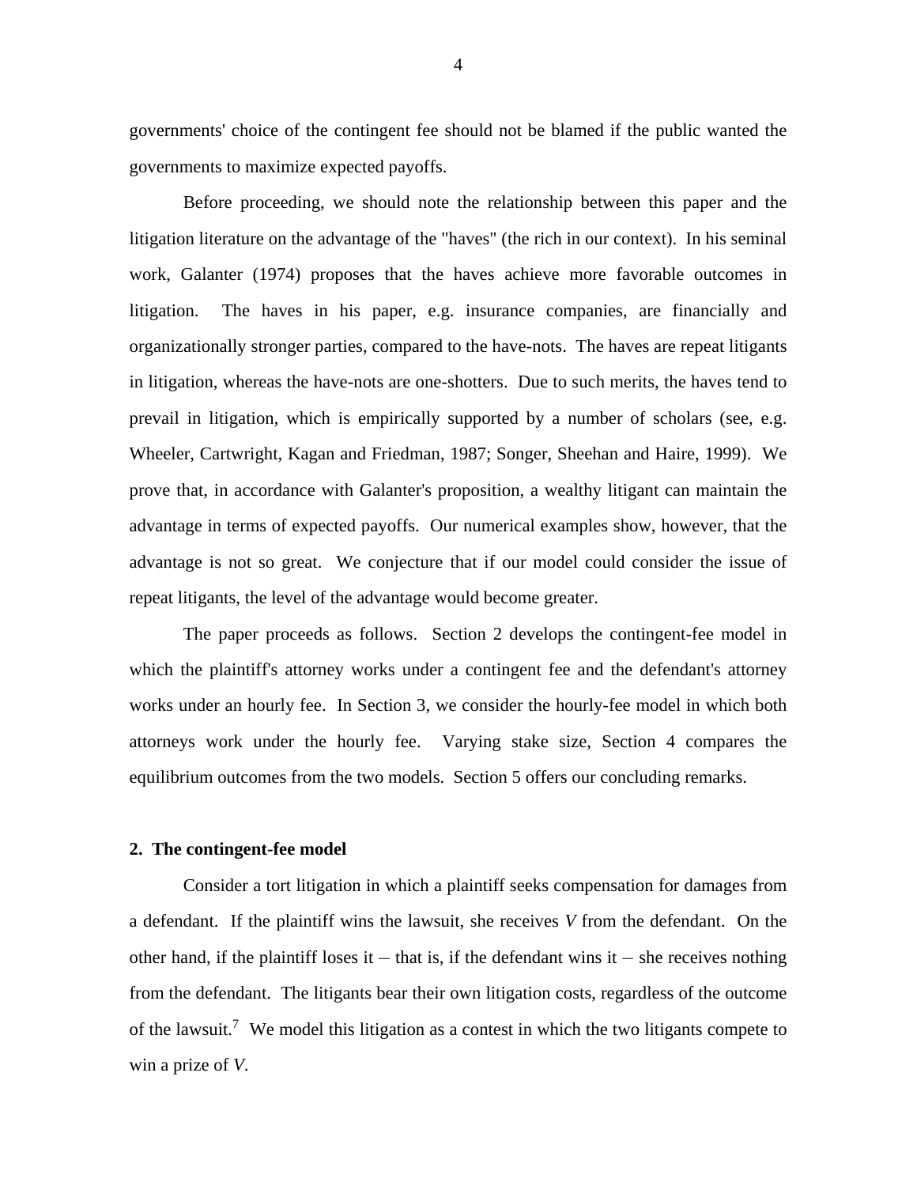governments' choice of the contingent fee should not be blamed if the public wanted the governments to maximize expected payoffs.

Before proceeding, we should note the relationship between this paper and the litigation literature on the advantage of the "haves" (the rich in our context). In his seminal work, Galanter (1974) proposes that the haves achieve more favorable outcomes in litigation. The haves in his paper, e.g. insurance companies, are financially and organizationally stronger parties, compared to the have-nots. The haves are repeat litigants in litigation, whereas the have-nots are one-shotters. Due to such merits, the haves tend to prevail in litigation, which is empirically supported by a number of scholars (see, e.g. Wheeler, Cartwright, Kagan and Friedman, 1987; Songer, Sheehan and Haire, 1999). We prove that, in accordance with Galanter's proposition, a wealthy litigant can maintain the advantage in terms of expected payoffs. Our numerical examples show, however, that the advantage is not so great. We conjecture that if our model could consider the issue of repeat litigants, the level of the advantage would become greater.

The paper proceeds as follows. Section 2 develops the contingent-fee model in which the plaintiff's attorney works under a contingent fee and the defendant's attorney works under an hourly fee. In Section 3, we consider the hourly-fee model in which both attorneys work under the hourly fee. Varying stake size, Section 4 compares the equilibrium outcomes from the two models. Section 5 offers our concluding remarks.

## 2. The contingent-fee model

Consider a tort litigation in which a plaintiff seeks compensation for damages from a defendant. If the plaintiff wins the lawsuit, she receives $V$ from the defendant. On the other hand, if the plaintiff loses it – that is, if the defendant wins it – she receives nothing from the defendant. The litigants bear their own litigation costs, regardless of the outcome of the lawsuit.[7] We model this litigation as a contest in which the two litigants compete to win a prize of $V$.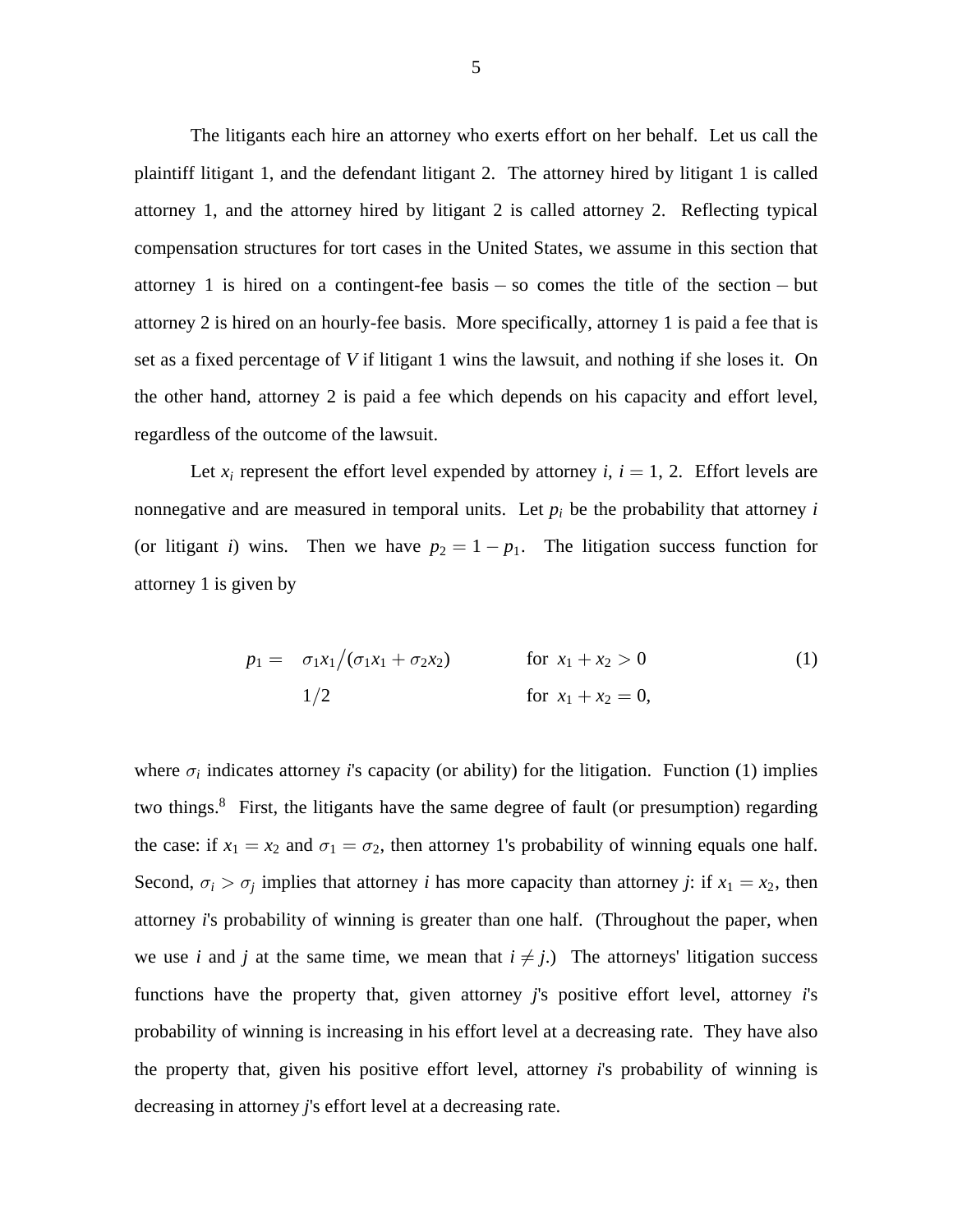The litigants each hire an attorney who exerts effort on her behalf. Let us call the plaintiff litigant 1, and the defendant litigant 2. The attorney hired by litigant 1 is called attorney 1, and the attorney hired by litigant 2 is called attorney 2. Reflecting typical compensation structures for tort cases in the United States, we assume in this section that attorney 1 is hired on a contingent-fee basis – so comes the title of the section – but attorney 2 is hired on an hourly-fee basis. More specifically, attorney 1 is paid a fee that is set as a fixed percentage of *V* if litigant 1 wins the lawsuit, and nothing if she loses it. On the other hand, attorney 2 is paid a fee which depends on his capacity and effort level, regardless of the outcome of the lawsuit.

Let $x_i$ represent the effort level expended by attorney $i$, $i = 1, 2$. Effort levels are nonnegative and are measured in temporal units. Let $p_i$ be the probability that attorney $i$ (or litigant $i$) wins. Then we have $p_2 = 1 - p_1$. The litigation success function for attorney 1 is given by

$$p_1 = \begin{cases} \sigma_1 x_1 / (\sigma_1 x_1 + \sigma_2 x_2) & \text{for } x_1 + x_2 > 0 \\ 1/2 & \text{for } x_1 + x_2 = 0, \end{cases} \tag{1}$$

where $\sigma_i$ indicates attorney $i$'s capacity (or ability) for the litigation. Function (1) implies two things.[8] First, the litigants have the same degree of fault (or presumption) regarding the case: if $x_1 = x_2$ and $\sigma_1 = \sigma_2$, then attorney 1's probability of winning equals one half. Second, $\sigma_i > \sigma_j$ implies that attorney $i$ has more capacity than attorney $j$: if $x_1 = x_2$, then attorney $i$'s probability of winning is greater than one half. (Throughout the paper, when we use $i$ and $j$ at the same time, we mean that $i \neq j$.) The attorneys' litigation success functions have the property that, given attorney $j$'s positive effort level, attorney $i$'s probability of winning is increasing in his effort level at a decreasing rate. They have also the property that, given his positive effort level, attorney $i$'s probability of winning is decreasing in attorney $j$'s effort level at a decreasing rate.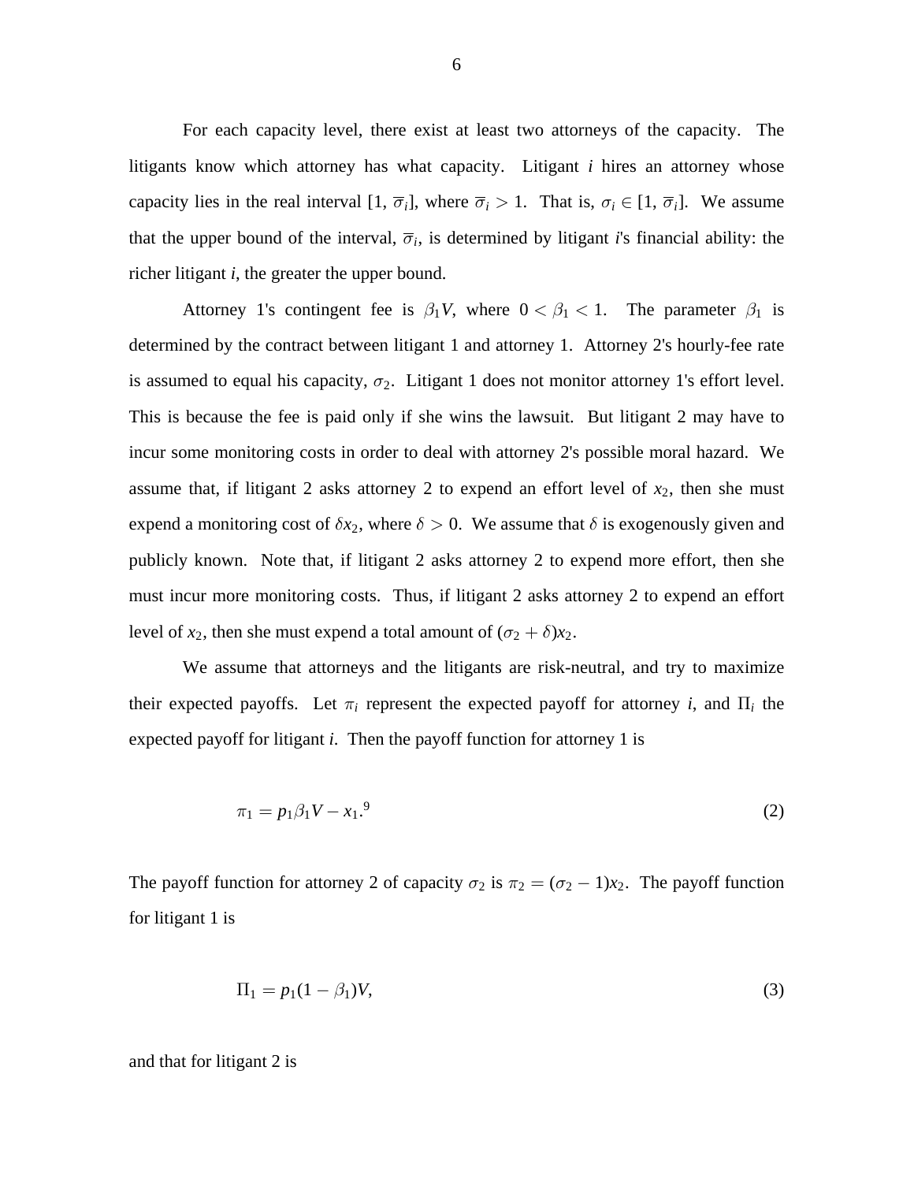For each capacity level, there exist at least two attorneys of the capacity. The litigants know which attorney has what capacity. Litigant $i$ hires an attorney whose capacity lies in the real interval $[1, \overline{\sigma}_i]$, where $\overline{\sigma}_i > 1$. That is, $\sigma_i \in [1, \overline{\sigma}_i]$. We assume that the upper bound of the interval, $\overline{\sigma}_i$, is determined by litigant $i$'s financial ability: the richer litigant $i$, the greater the upper bound.

Attorney 1's contingent fee is $\beta_1 V$, where $0 < \beta_1 < 1$. The parameter $\beta_1$ is determined by the contract between litigant 1 and attorney 1. Attorney 2's hourly-fee rate is assumed to equal his capacity, $\sigma_2$. Litigant 1 does not monitor attorney 1's effort level. This is because the fee is paid only if she wins the lawsuit. But litigant 2 may have to incur some monitoring costs in order to deal with attorney 2's possible moral hazard. We assume that, if litigant 2 asks attorney 2 to expend an effort level of $x_2$, then she must expend a monitoring cost of $\delta x_2$, where $\delta > 0$. We assume that $\delta$ is exogenously given and publicly known. Note that, if litigant 2 asks attorney 2 to expend more effort, then she must incur more monitoring costs. Thus, if litigant 2 asks attorney 2 to expend an effort level of $x_2$, then she must expend a total amount of $(\sigma_2 + \delta)x_2$.

We assume that attorneys and the litigants are risk-neutral, and try to maximize their expected payoffs. Let $\pi_i$ represent the expected payoff for attorney $i$, and $\Pi_i$ the expected payoff for litigant $i$. Then the payoff function for attorney 1 is

$$\pi_1 = p_1 \beta_1 V - x_1.\text{[9]} \tag{2}$$

The payoff function for attorney 2 of capacity $\sigma_2$ is $\pi_2 = (\sigma_2 - 1)x_2$. The payoff function for litigant 1 is

$$\Pi_1 = p_1(1 - \beta_1)V, \tag{3}$$

and that for litigant 2 is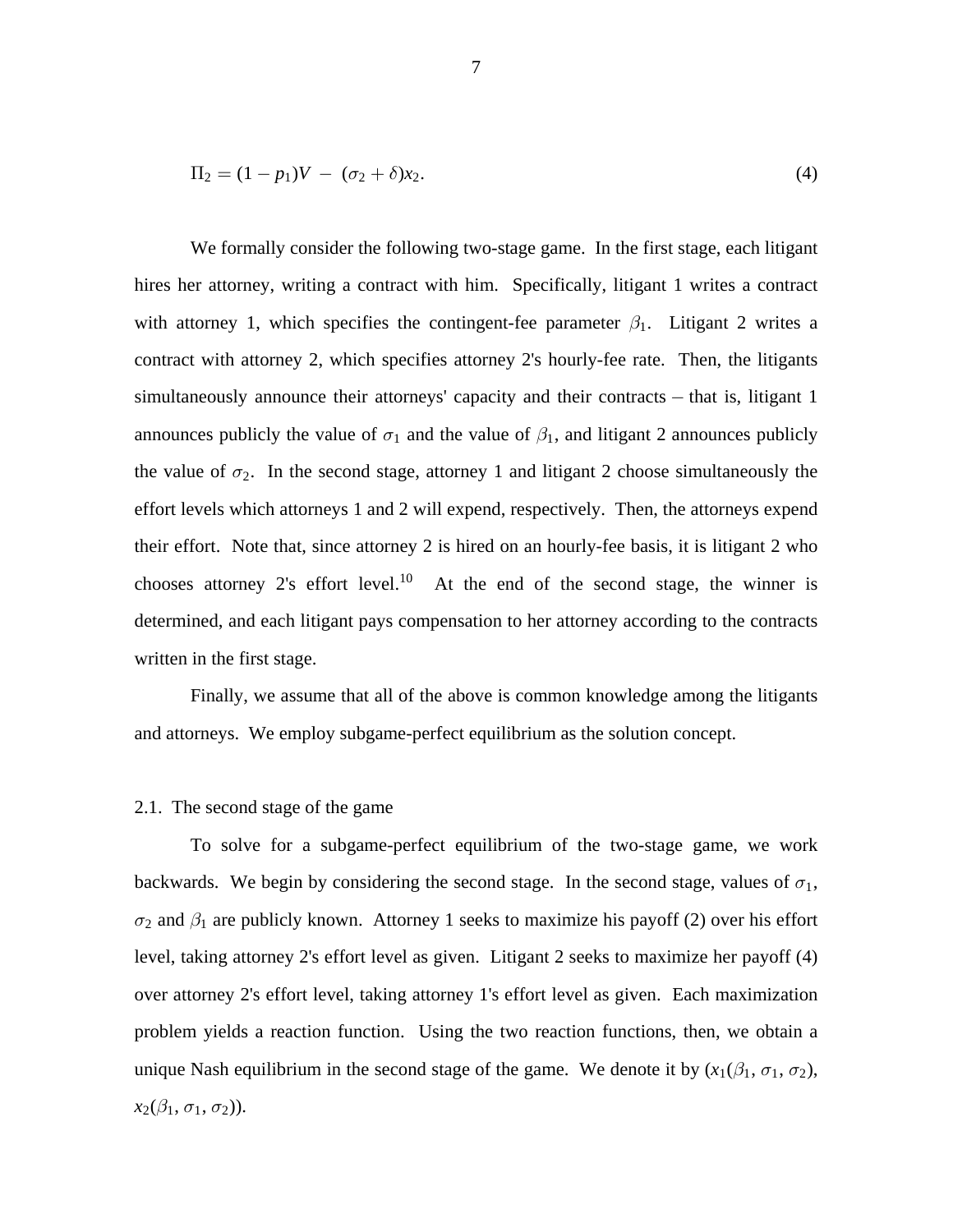$$\Pi_2 = (1 - p_1)V \; - \; (\sigma_2 + \delta)x_2. \tag{4}$$

We formally consider the following two-stage game. In the first stage, each litigant hires her attorney, writing a contract with him. Specifically, litigant 1 writes a contract with attorney 1, which specifies the contingent-fee parameter $\beta_1$. Litigant 2 writes a contract with attorney 2, which specifies attorney 2's hourly-fee rate. Then, the litigants simultaneously announce their attorneys' capacity and their contracts – that is, litigant 1 announces publicly the value of $\sigma_1$ and the value of $\beta_1$, and litigant 2 announces publicly the value of $\sigma_2$. In the second stage, attorney 1 and litigant 2 choose simultaneously the effort levels which attorneys 1 and 2 will expend, respectively. Then, the attorneys expend their effort. Note that, since attorney 2 is hired on an hourly-fee basis, it is litigant 2 who chooses attorney 2's effort level.[10] At the end of the second stage, the winner is determined, and each litigant pays compensation to her attorney according to the contracts written in the first stage.

Finally, we assume that all of the above is common knowledge among the litigants and attorneys. We employ subgame-perfect equilibrium as the solution concept.

### 2.1. The second stage of the game

To solve for a subgame-perfect equilibrium of the two-stage game, we work backwards. We begin by considering the second stage. In the second stage, values of $\sigma_1$, $\sigma_2$ and $\beta_1$ are publicly known. Attorney 1 seeks to maximize his payoff (2) over his effort level, taking attorney 2's effort level as given. Litigant 2 seeks to maximize her payoff (4) over attorney 2's effort level, taking attorney 1's effort level as given. Each maximization problem yields a reaction function. Using the two reaction functions, then, we obtain a unique Nash equilibrium in the second stage of the game. We denote it by $(x_1(\beta_1, \sigma_1, \sigma_2)$, $x_2(\beta_1, \sigma_1, \sigma_2))$.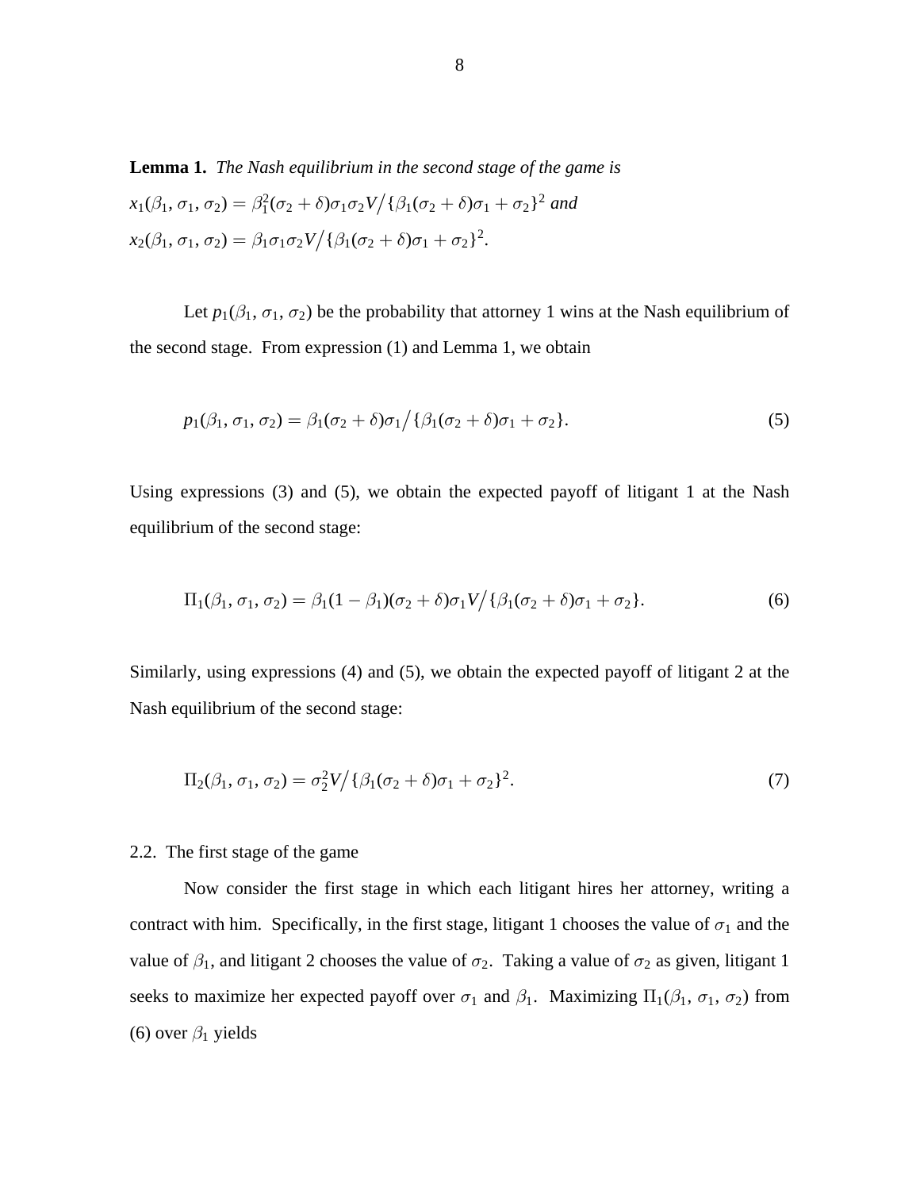**Lemma 1.** *The Nash equilibrium in the second stage of the game is*
$x_1(\beta_1, \sigma_1, \sigma_2) = \beta_1^2(\sigma_2 + \delta)\sigma_1\sigma_2 V / \{\beta_1(\sigma_2 + \delta)\sigma_1 + \sigma_2\}^2$ *and*
$x_2(\beta_1, \sigma_1, \sigma_2) = \beta_1\sigma_1\sigma_2 V / \{\beta_1(\sigma_2 + \delta)\sigma_1 + \sigma_2\}^2$.

Let $p_1(\beta_1, \sigma_1, \sigma_2)$ be the probability that attorney 1 wins at the Nash equilibrium of the second stage. From expression (1) and Lemma 1, we obtain

$$p_1(\beta_1, \sigma_1, \sigma_2) = \beta_1(\sigma_2 + \delta)\sigma_1 / \{\beta_1(\sigma_2 + \delta)\sigma_1 + \sigma_2\}. \tag{5}$$

Using expressions (3) and (5), we obtain the expected payoff of litigant 1 at the Nash equilibrium of the second stage:

$$\Pi_1(\beta_1, \sigma_1, \sigma_2) = \beta_1(1 - \beta_1)(\sigma_2 + \delta)\sigma_1 V / \{\beta_1(\sigma_2 + \delta)\sigma_1 + \sigma_2\}. \tag{6}$$

Similarly, using expressions (4) and (5), we obtain the expected payoff of litigant 2 at the Nash equilibrium of the second stage:

$$\Pi_2(\beta_1, \sigma_1, \sigma_2) = \sigma_2^2 V / \{\beta_1(\sigma_2 + \delta)\sigma_1 + \sigma_2\}^2. \tag{7}$$

2.2. The first stage of the game

Now consider the first stage in which each litigant hires her attorney, writing a contract with him. Specifically, in the first stage, litigant 1 chooses the value of $\sigma_1$ and the value of $\beta_1$, and litigant 2 chooses the value of $\sigma_2$. Taking a value of $\sigma_2$ as given, litigant 1 seeks to maximize her expected payoff over $\sigma_1$ and $\beta_1$. Maximizing $\Pi_1(\beta_1, \sigma_1, \sigma_2)$ from (6) over $\beta_1$ yields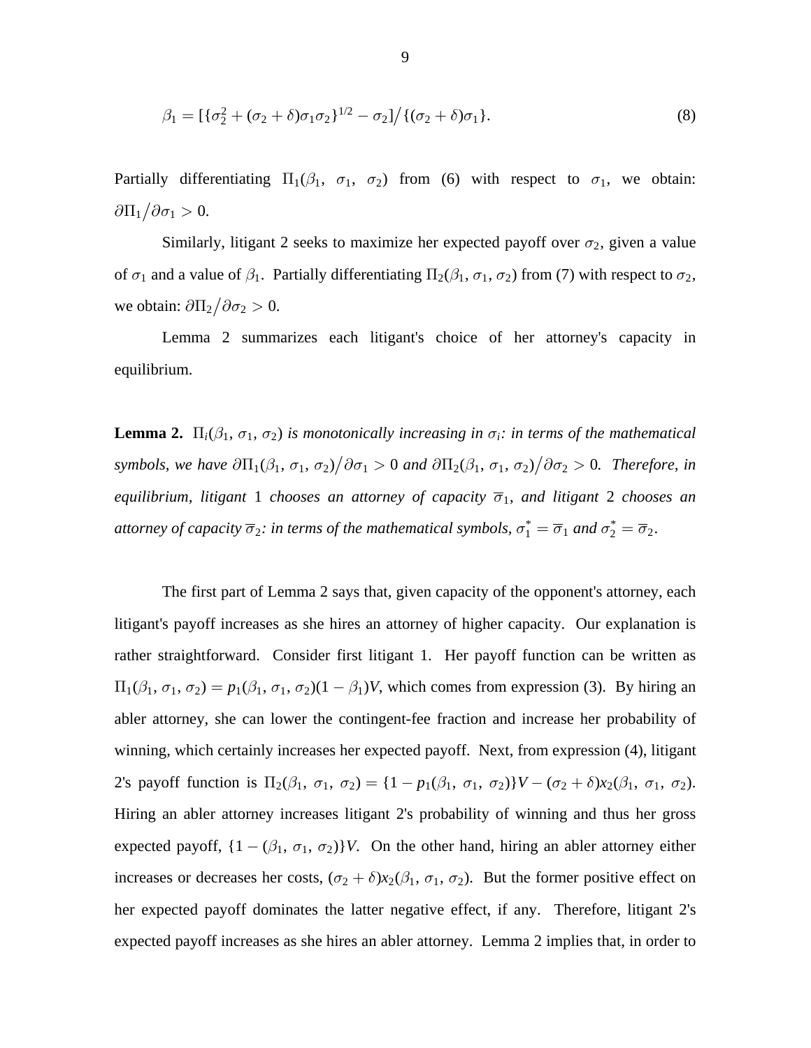$$\beta_1 = [\{\sigma_2^2 + (\sigma_2 + \delta)\sigma_1\sigma_2\}^{1/2} - \sigma_2]/\{(\sigma_2 + \delta)\sigma_1\}. \tag{8}$$

Partially differentiating $\Pi_1(\beta_1, \sigma_1, \sigma_2)$ from (6) with respect to $\sigma_1$, we obtain: $\partial\Pi_1/\partial\sigma_1 > 0$.

Similarly, litigant 2 seeks to maximize her expected payoff over $\sigma_2$, given a value of $\sigma_1$ and a value of $\beta_1$. Partially differentiating $\Pi_2(\beta_1, \sigma_1, \sigma_2)$ from (7) with respect to $\sigma_2$, we obtain: $\partial\Pi_2/\partial\sigma_2 > 0$.

Lemma 2 summarizes each litigant's choice of her attorney's capacity in equilibrium.

**Lemma 2.** *$\Pi_i(\beta_1, \sigma_1, \sigma_2)$ is monotonically increasing in $\sigma_i$: in terms of the mathematical symbols, we have $\partial\Pi_1(\beta_1, \sigma_1, \sigma_2)/\partial\sigma_1 > 0$ and $\partial\Pi_2(\beta_1, \sigma_1, \sigma_2)/\partial\sigma_2 > 0$. Therefore, in equilibrium, litigant 1 chooses an attorney of capacity $\overline{\sigma}_1$, and litigant 2 chooses an attorney of capacity $\overline{\sigma}_2$: in terms of the mathematical symbols, $\sigma_1^* = \overline{\sigma}_1$ and $\sigma_2^* = \overline{\sigma}_2$.*

The first part of Lemma 2 says that, given capacity of the opponent's attorney, each litigant's payoff increases as she hires an attorney of higher capacity. Our explanation is rather straightforward. Consider first litigant 1. Her payoff function can be written as $\Pi_1(\beta_1, \sigma_1, \sigma_2) = p_1(\beta_1, \sigma_1, \sigma_2)(1 - \beta_1)V$, which comes from expression (3). By hiring an abler attorney, she can lower the contingent-fee fraction and increase her probability of winning, which certainly increases her expected payoff. Next, from expression (4), litigant 2's payoff function is $\Pi_2(\beta_1, \sigma_1, \sigma_2) = \{1 - p_1(\beta_1, \sigma_1, \sigma_2)\}V - (\sigma_2 + \delta)x_2(\beta_1, \sigma_1, \sigma_2)$. Hiring an abler attorney increases litigant 2's probability of winning and thus her gross expected payoff, $\{1 - (\beta_1, \sigma_1, \sigma_2)\}V$. On the other hand, hiring an abler attorney either increases or decreases her costs, $(\sigma_2 + \delta)x_2(\beta_1, \sigma_1, \sigma_2)$. But the former positive effect on her expected payoff dominates the latter negative effect, if any. Therefore, litigant 2's expected payoff increases as she hires an abler attorney. Lemma 2 implies that, in order to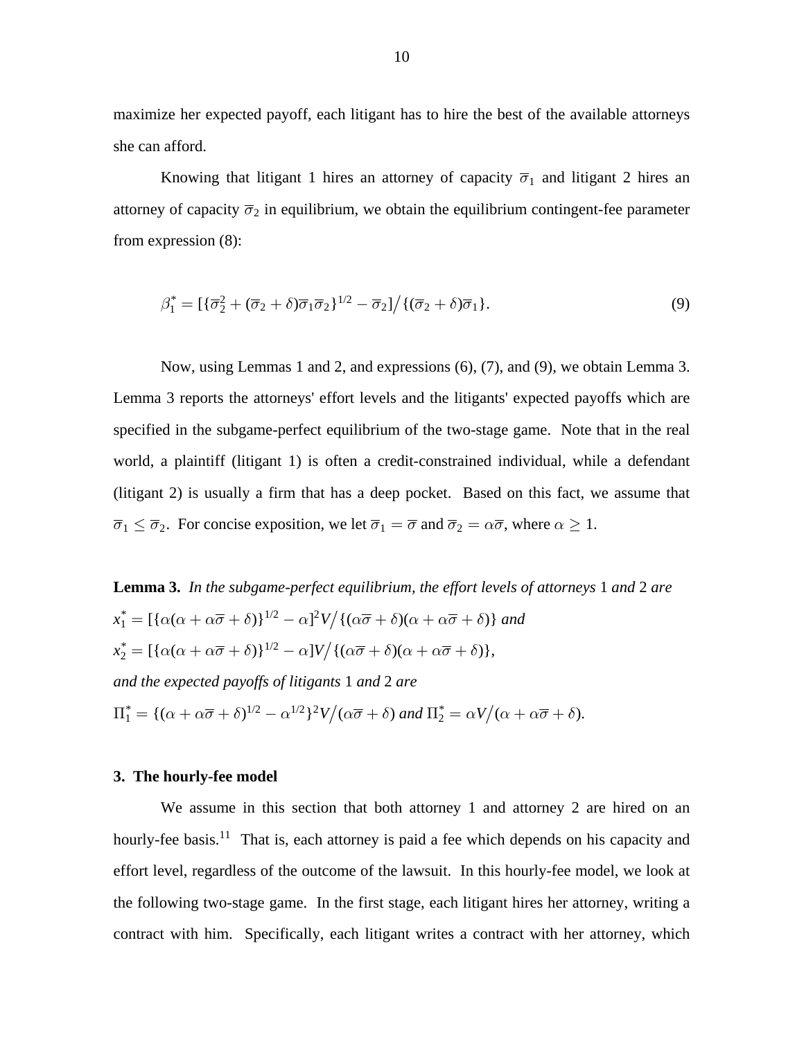maximize her expected payoff, each litigant has to hire the best of the available attorneys she can afford.

Knowing that litigant 1 hires an attorney of capacity $\overline{\sigma}_1$ and litigant 2 hires an attorney of capacity $\overline{\sigma}_2$ in equilibrium, we obtain the equilibrium contingent-fee parameter from expression (8):

$$\beta_1^* = [\{\overline{\sigma}_2^2 + (\overline{\sigma}_2 + \delta)\overline{\sigma}_1\overline{\sigma}_2\}^{1/2} - \overline{\sigma}_2] \big/ \{(\overline{\sigma}_2 + \delta)\overline{\sigma}_1\}. \tag{9}$$

Now, using Lemmas 1 and 2, and expressions (6), (7), and (9), we obtain Lemma 3. Lemma 3 reports the attorneys' effort levels and the litigants' expected payoffs which are specified in the subgame-perfect equilibrium of the two-stage game. Note that in the real world, a plaintiff (litigant 1) is often a credit-constrained individual, while a defendant (litigant 2) is usually a firm that has a deep pocket. Based on this fact, we assume that $\overline{\sigma}_1 \leq \overline{\sigma}_2$. For concise exposition, we let $\overline{\sigma}_1 = \overline{\sigma}$ and $\overline{\sigma}_2 = \alpha\overline{\sigma}$, where $\alpha \geq 1$.

**Lemma 3.** *In the subgame-perfect equilibrium, the effort levels of attorneys* 1 *and* 2 *are*

$x_1^* = [\{\alpha(\alpha + \alpha\overline{\sigma} + \delta)\}^{1/2} - \alpha]^2 V \big/ \{(\alpha\overline{\sigma} + \delta)(\alpha + \alpha\overline{\sigma} + \delta)\}$ *and*

$x_2^* = [\{\alpha(\alpha + \alpha\overline{\sigma} + \delta)\}^{1/2} - \alpha] V \big/ \{(\alpha\overline{\sigma} + \delta)(\alpha + \alpha\overline{\sigma} + \delta)\}$,

*and the expected payoffs of litigants* 1 *and* 2 *are*

$\Pi_1^* = \{(\alpha + \alpha\overline{\sigma} + \delta)^{1/2} - \alpha^{1/2}\}^2 V \big/ (\alpha\overline{\sigma} + \delta)$ *and* $\Pi_2^* = \alpha V \big/ (\alpha + \alpha\overline{\sigma} + \delta)$.

## 3. The hourly-fee model

We assume in this section that both attorney 1 and attorney 2 are hired on an hourly-fee basis.[11] That is, each attorney is paid a fee which depends on his capacity and effort level, regardless of the outcome of the lawsuit. In this hourly-fee model, we look at the following two-stage game. In the first stage, each litigant hires her attorney, writing a contract with him. Specifically, each litigant writes a contract with her attorney, which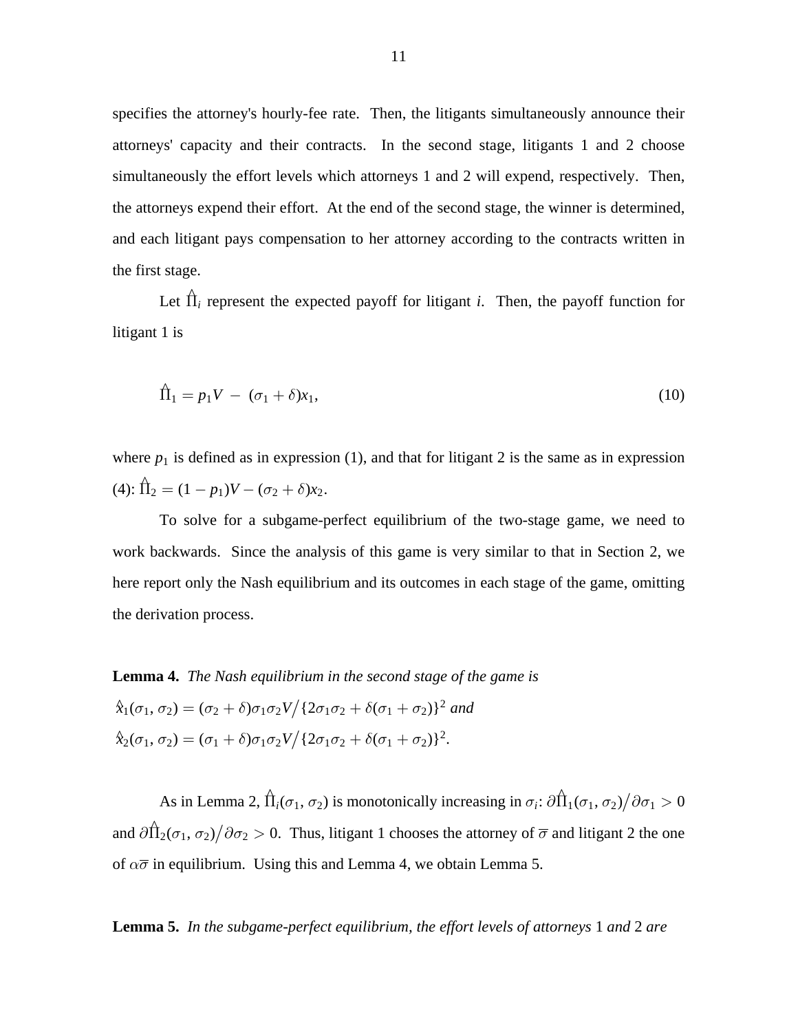specifies the attorney's hourly-fee rate. Then, the litigants simultaneously announce their attorneys' capacity and their contracts. In the second stage, litigants 1 and 2 choose simultaneously the effort levels which attorneys 1 and 2 will expend, respectively. Then, the attorneys expend their effort. At the end of the second stage, the winner is determined, and each litigant pays compensation to her attorney according to the contracts written in the first stage.

Let $\hat{\Pi}_i$ represent the expected payoff for litigant *i*. Then, the payoff function for litigant 1 is

$$\hat{\Pi}_1 = p_1 V \; - \; (\sigma_1 + \delta) x_1, \tag{10}$$

where $p_1$ is defined as in expression (1), and that for litigant 2 is the same as in expression (4): $\hat{\Pi}_2 = (1 - p_1)V - (\sigma_2 + \delta)x_2$.

To solve for a subgame-perfect equilibrium of the two-stage game, we need to work backwards. Since the analysis of this game is very similar to that in Section 2, we here report only the Nash equilibrium and its outcomes in each stage of the game, omitting the derivation process.

**Lemma 4.** *The Nash equilibrium in the second stage of the game is*
$\hat{x}_1(\sigma_1, \sigma_2) = (\sigma_2 + \delta)\sigma_1\sigma_2 V / \{2\sigma_1\sigma_2 + \delta(\sigma_1 + \sigma_2)\}^2$ *and*
$\hat{x}_2(\sigma_1, \sigma_2) = (\sigma_1 + \delta)\sigma_1\sigma_2 V / \{2\sigma_1\sigma_2 + \delta(\sigma_1 + \sigma_2)\}^2$.

As in Lemma 2, $\hat{\Pi}_i(\sigma_1, \sigma_2)$ is monotonically increasing in $\sigma_i$: $\partial\hat{\Pi}_1(\sigma_1, \sigma_2)/\partial\sigma_1 > 0$ and $\partial\hat{\Pi}_2(\sigma_1, \sigma_2)/\partial\sigma_2 > 0$. Thus, litigant 1 chooses the attorney of $\overline{\sigma}$ and litigant 2 the one of $\alpha\overline{\sigma}$ in equilibrium. Using this and Lemma 4, we obtain Lemma 5.

**Lemma 5.** *In the subgame-perfect equilibrium, the effort levels of attorneys* 1 *and* 2 *are*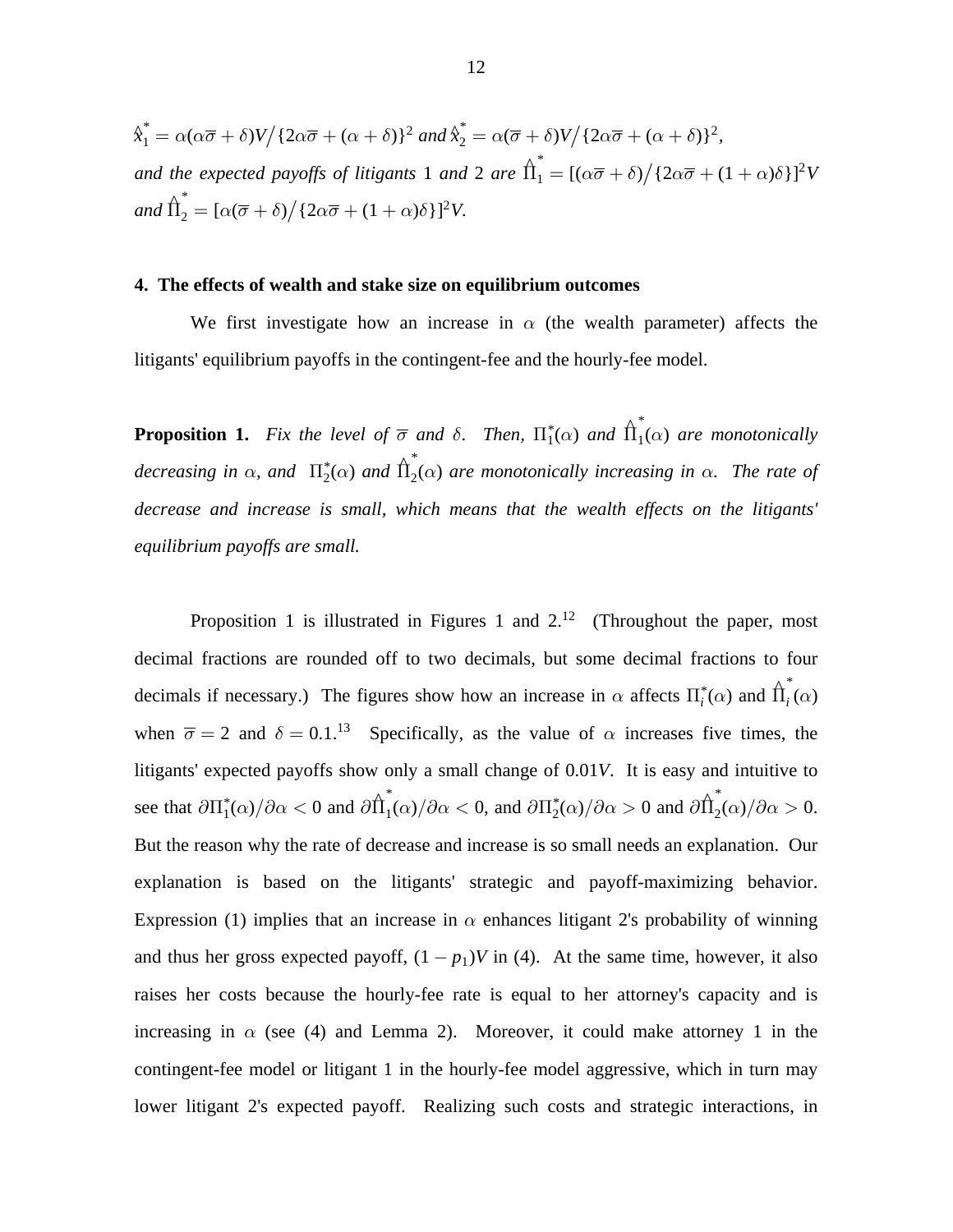$\hat{x}_1^* = \alpha(\alpha\overline{\sigma} + \delta)V \big/ \{2\alpha\overline{\sigma} + (\alpha + \delta)\}^2$ *and* $\hat{x}_2^* = \alpha(\overline{\sigma} + \delta)V \big/ \{2\alpha\overline{\sigma} + (\alpha + \delta)\}^2$, *and the expected payoffs of litigants* 1 *and* 2 *are* $\hat{\Pi}_1^* = [(\alpha\overline{\sigma} + \delta) \big/ \{2\alpha\overline{\sigma} + (1 + \alpha)\delta\}]^2 V$ *and* $\hat{\Pi}_2^* = [\alpha(\overline{\sigma} + \delta) \big/ \{2\alpha\overline{\sigma} + (1 + \alpha)\delta\}]^2 V$.

## 4. The effects of wealth and stake size on equilibrium outcomes

We first investigate how an increase in $\alpha$ (the wealth parameter) affects the litigants' equilibrium payoffs in the contingent-fee and the hourly-fee model.

**Proposition 1.** *Fix the level of* $\overline{\sigma}$ *and* $\delta$. *Then,* $\Pi_1^*(\alpha)$ *and* $\hat{\Pi}_1^*(\alpha)$ *are monotonically decreasing in* $\alpha$, *and* $\Pi_2^*(\alpha)$ *and* $\hat{\Pi}_2^*(\alpha)$ *are monotonically increasing in* $\alpha$. *The rate of decrease and increase is small, which means that the wealth effects on the litigants' equilibrium payoffs are small.*

Proposition 1 is illustrated in Figures 1 and 2.[12] (Throughout the paper, most decimal fractions are rounded off to two decimals, but some decimal fractions to four decimals if necessary.) The figures show how an increase in $\alpha$ affects $\Pi_i^*(\alpha)$ and $\hat{\Pi}_i^*(\alpha)$ when $\overline{\sigma} = 2$ and $\delta = 0.1$.[13] Specifically, as the value of $\alpha$ increases five times, the litigants' expected payoffs show only a small change of $0.01V$. It is easy and intuitive to see that $\partial\Pi_1^*(\alpha)/\partial\alpha < 0$ and $\partial\hat{\Pi}_1^*(\alpha)/\partial\alpha < 0$, and $\partial\Pi_2^*(\alpha)/\partial\alpha > 0$ and $\partial\hat{\Pi}_2^*(\alpha)/\partial\alpha > 0$. But the reason why the rate of decrease and increase is so small needs an explanation. Our explanation is based on the litigants' strategic and payoff-maximizing behavior. Expression (1) implies that an increase in $\alpha$ enhances litigant 2's probability of winning and thus her gross expected payoff, $(1 - p_1)V$ in (4). At the same time, however, it also raises her costs because the hourly-fee rate is equal to her attorney's capacity and is increasing in $\alpha$ (see (4) and Lemma 2). Moreover, it could make attorney 1 in the contingent-fee model or litigant 1 in the hourly-fee model aggressive, which in turn may lower litigant 2's expected payoff. Realizing such costs and strategic interactions, in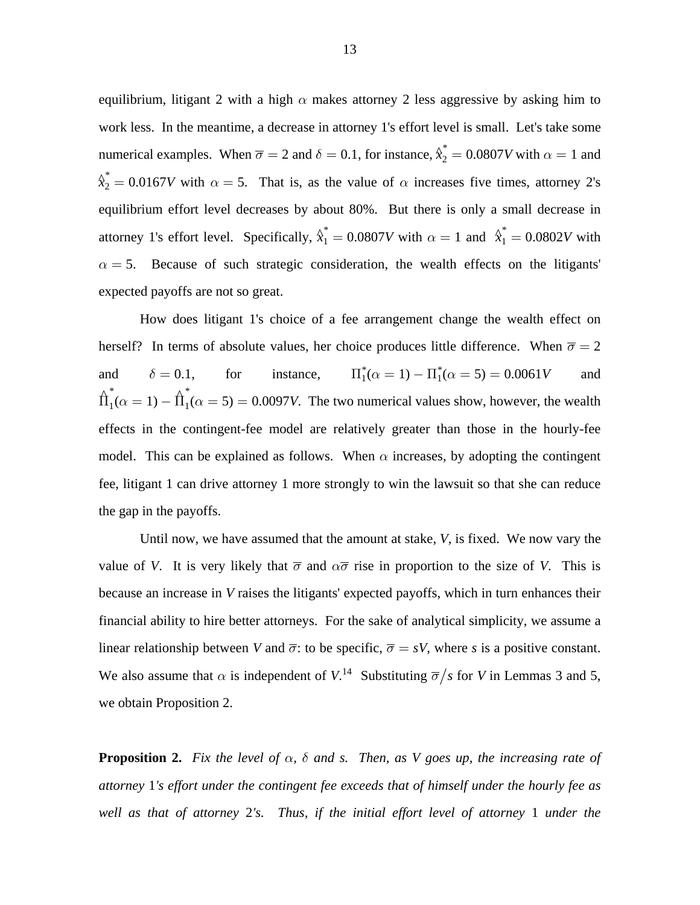equilibrium, litigant 2 with a high $\alpha$ makes attorney 2 less aggressive by asking him to work less. In the meantime, a decrease in attorney 1's effort level is small. Let's take some numerical examples. When $\overline{\sigma} = 2$ and $\delta = 0.1$, for instance, $\hat{x}_2^* = 0.0807V$ with $\alpha = 1$ and $\hat{x}_2^* = 0.0167V$ with $\alpha = 5$. That is, as the value of $\alpha$ increases five times, attorney 2's equilibrium effort level decreases by about 80%. But there is only a small decrease in attorney 1's effort level. Specifically, $\hat{x}_1^* = 0.0807V$ with $\alpha = 1$ and $\hat{x}_1^* = 0.0802V$ with $\alpha = 5$. Because of such strategic consideration, the wealth effects on the litigants' expected payoffs are not so great.

How does litigant 1's choice of a fee arrangement change the wealth effect on herself? In terms of absolute values, her choice produces little difference. When $\overline{\sigma} = 2$ and $\delta = 0.1$, for instance, $\Pi_1^*(\alpha = 1) - \Pi_1^*(\alpha = 5) = 0.0061V$ and $\hat{\Pi}_1^*(\alpha = 1) - \hat{\Pi}_1^*(\alpha = 5) = 0.0097V$. The two numerical values show, however, the wealth effects in the contingent-fee model are relatively greater than those in the hourly-fee model. This can be explained as follows. When $\alpha$ increases, by adopting the contingent fee, litigant 1 can drive attorney 1 more strongly to win the lawsuit so that she can reduce the gap in the payoffs.

Until now, we have assumed that the amount at stake, $V$, is fixed. We now vary the value of $V$. It is very likely that $\overline{\sigma}$ and $\alpha\overline{\sigma}$ rise in proportion to the size of $V$. This is because an increase in $V$ raises the litigants' expected payoffs, which in turn enhances their financial ability to hire better attorneys. For the sake of analytical simplicity, we assume a linear relationship between $V$ and $\overline{\sigma}$: to be specific, $\overline{\sigma} = sV$, where $s$ is a positive constant. We also assume that $\alpha$ is independent of $V$.[14] Substituting $\overline{\sigma}/s$ for $V$ in Lemmas 3 and 5, we obtain Proposition 2.

**Proposition 2.** *Fix the level of $\alpha$, $\delta$ and s. Then, as V goes up, the increasing rate of attorney* 1*'s effort under the contingent fee exceeds that of himself under the hourly fee as well as that of attorney* 2*'s. Thus, if the initial effort level of attorney* 1 *under the*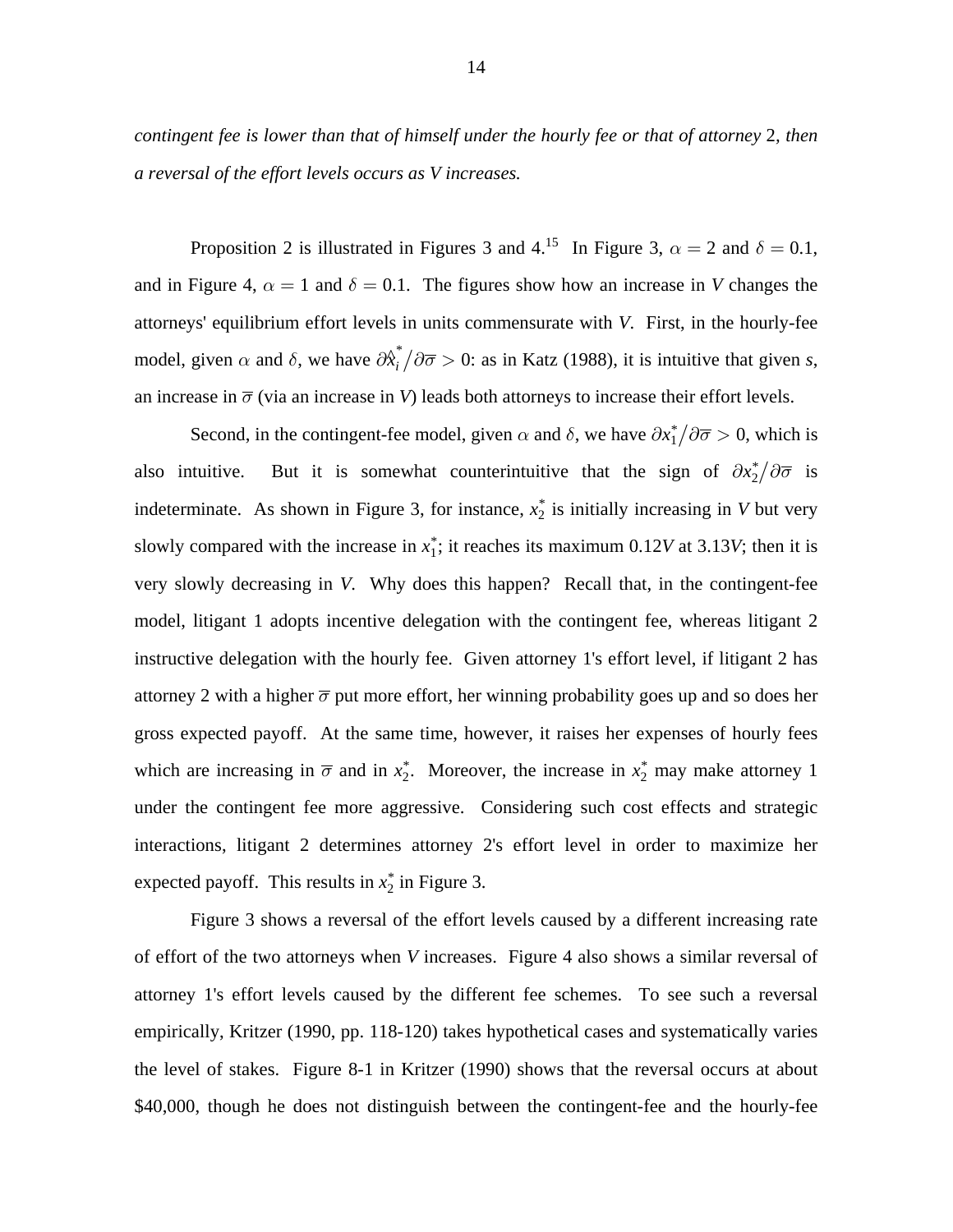*contingent fee is lower than that of himself under the hourly fee or that of attorney* 2, *then a reversal of the effort levels occurs as V increases.*

Proposition 2 is illustrated in Figures 3 and 4.[15] In Figure 3, $\alpha = 2$ and $\delta = 0.1$, and in Figure 4, $\alpha = 1$ and $\delta = 0.1$. The figures show how an increase in *V* changes the attorneys' equilibrium effort levels in units commensurate with *V*. First, in the hourly-fee model, given $\alpha$ and $\delta$, we have $\partial \hat{x}_i^* / \partial \overline{\sigma} > 0$: as in Katz (1988), it is intuitive that given *s*, an increase in $\overline{\sigma}$ (via an increase in *V*) leads both attorneys to increase their effort levels.

Second, in the contingent-fee model, given $\alpha$ and $\delta$, we have $\partial x_1^* / \partial \overline{\sigma} > 0$, which is also intuitive. But it is somewhat counterintuitive that the sign of $\partial x_2^* / \partial \overline{\sigma}$ is indeterminate. As shown in Figure 3, for instance, $x_2^*$ is initially increasing in *V* but very slowly compared with the increase in $x_1^*$; it reaches its maximum 0.12*V* at 3.13*V*; then it is very slowly decreasing in *V*. Why does this happen? Recall that, in the contingent-fee model, litigant 1 adopts incentive delegation with the contingent fee, whereas litigant 2 instructive delegation with the hourly fee. Given attorney 1's effort level, if litigant 2 has attorney 2 with a higher $\overline{\sigma}$ put more effort, her winning probability goes up and so does her gross expected payoff. At the same time, however, it raises her expenses of hourly fees which are increasing in $\overline{\sigma}$ and in $x_2^*$. Moreover, the increase in $x_2^*$ may make attorney 1 under the contingent fee more aggressive. Considering such cost effects and strategic interactions, litigant 2 determines attorney 2's effort level in order to maximize her expected payoff. This results in $x_2^*$ in Figure 3.

Figure 3 shows a reversal of the effort levels caused by a different increasing rate of effort of the two attorneys when *V* increases. Figure 4 also shows a similar reversal of attorney 1's effort levels caused by the different fee schemes. To see such a reversal empirically, Kritzer (1990, pp. 118-120) takes hypothetical cases and systematically varies the level of stakes. Figure 8-1 in Kritzer (1990) shows that the reversal occurs at about \$40,000, though he does not distinguish between the contingent-fee and the hourly-fee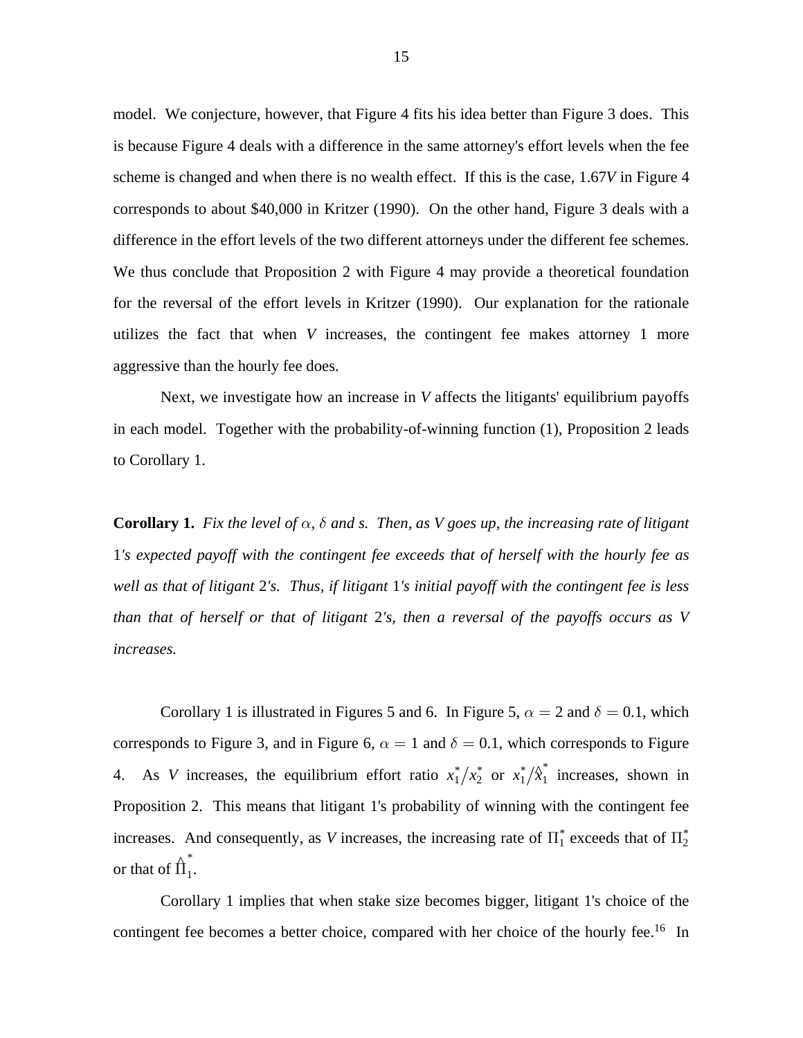model. We conjecture, however, that Figure 4 fits his idea better than Figure 3 does. This is because Figure 4 deals with a difference in the same attorney's effort levels when the fee scheme is changed and when there is no wealth effect. If this is the case, 1.67*V* in Figure 4 corresponds to about $40,000 in Kritzer (1990). On the other hand, Figure 3 deals with a difference in the effort levels of the two different attorneys under the different fee schemes. We thus conclude that Proposition 2 with Figure 4 may provide a theoretical foundation for the reversal of the effort levels in Kritzer (1990). Our explanation for the rationale utilizes the fact that when *V* increases, the contingent fee makes attorney 1 more aggressive than the hourly fee does.

Next, we investigate how an increase in *V* affects the litigants' equilibrium payoffs in each model. Together with the probability-of-winning function (1), Proposition 2 leads to Corollary 1.

**Corollary 1.** *Fix the level of $\alpha$, $\delta$ and s. Then, as V goes up, the increasing rate of litigant 1's expected payoff with the contingent fee exceeds that of herself with the hourly fee as well as that of litigant 2's. Thus, if litigant 1's initial payoff with the contingent fee is less than that of herself or that of litigant 2's, then a reversal of the payoffs occurs as V increases.*

Corollary 1 is illustrated in Figures 5 and 6. In Figure 5, $\alpha = 2$ and $\delta = 0.1$, which corresponds to Figure 3, and in Figure 6, $\alpha = 1$ and $\delta = 0.1$, which corresponds to Figure 4. As *V* increases, the equilibrium effort ratio $x_1^*/x_2^*$ or $x_1^*/\hat{x}_1^*$ increases, shown in Proposition 2. This means that litigant 1's probability of winning with the contingent fee increases. And consequently, as *V* increases, the increasing rate of $\Pi_1^*$ exceeds that of $\Pi_2^*$ or that of $\hat{\Pi}_1^*$.

Corollary 1 implies that when stake size becomes bigger, litigant 1's choice of the contingent fee becomes a better choice, compared with her choice of the hourly fee.[16] In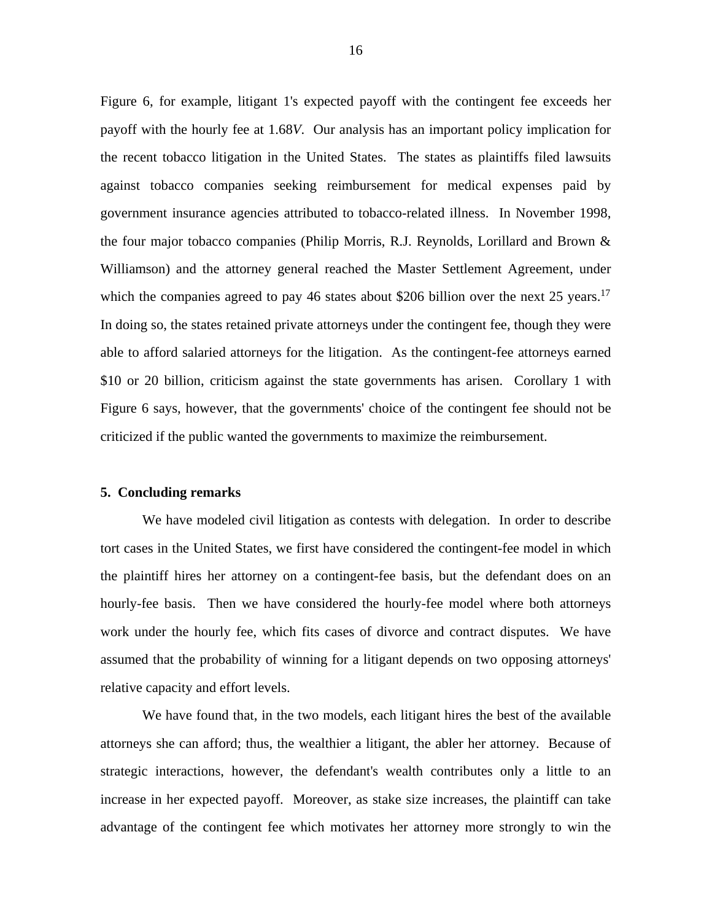Figure 6, for example, litigant 1's expected payoff with the contingent fee exceeds her payoff with the hourly fee at $1.68V$. Our analysis has an important policy implication for the recent tobacco litigation in the United States. The states as plaintiffs filed lawsuits against tobacco companies seeking reimbursement for medical expenses paid by government insurance agencies attributed to tobacco-related illness. In November 1998, the four major tobacco companies (Philip Morris, R.J. Reynolds, Lorillard and Brown & Williamson) and the attorney general reached the Master Settlement Agreement, under which the companies agreed to pay 46 states about $206 billion over the next 25 years.[17] In doing so, the states retained private attorneys under the contingent fee, though they were able to afford salaried attorneys for the litigation. As the contingent-fee attorneys earned $10 or 20 billion, criticism against the state governments has arisen. Corollary 1 with Figure 6 says, however, that the governments' choice of the contingent fee should not be criticized if the public wanted the governments to maximize the reimbursement.

## 5. Concluding remarks

We have modeled civil litigation as contests with delegation. In order to describe tort cases in the United States, we first have considered the contingent-fee model in which the plaintiff hires her attorney on a contingent-fee basis, but the defendant does on an hourly-fee basis. Then we have considered the hourly-fee model where both attorneys work under the hourly fee, which fits cases of divorce and contract disputes. We have assumed that the probability of winning for a litigant depends on two opposing attorneys' relative capacity and effort levels.

We have found that, in the two models, each litigant hires the best of the available attorneys she can afford; thus, the wealthier a litigant, the abler her attorney. Because of strategic interactions, however, the defendant's wealth contributes only a little to an increase in her expected payoff. Moreover, as stake size increases, the plaintiff can take advantage of the contingent fee which motivates her attorney more strongly to win the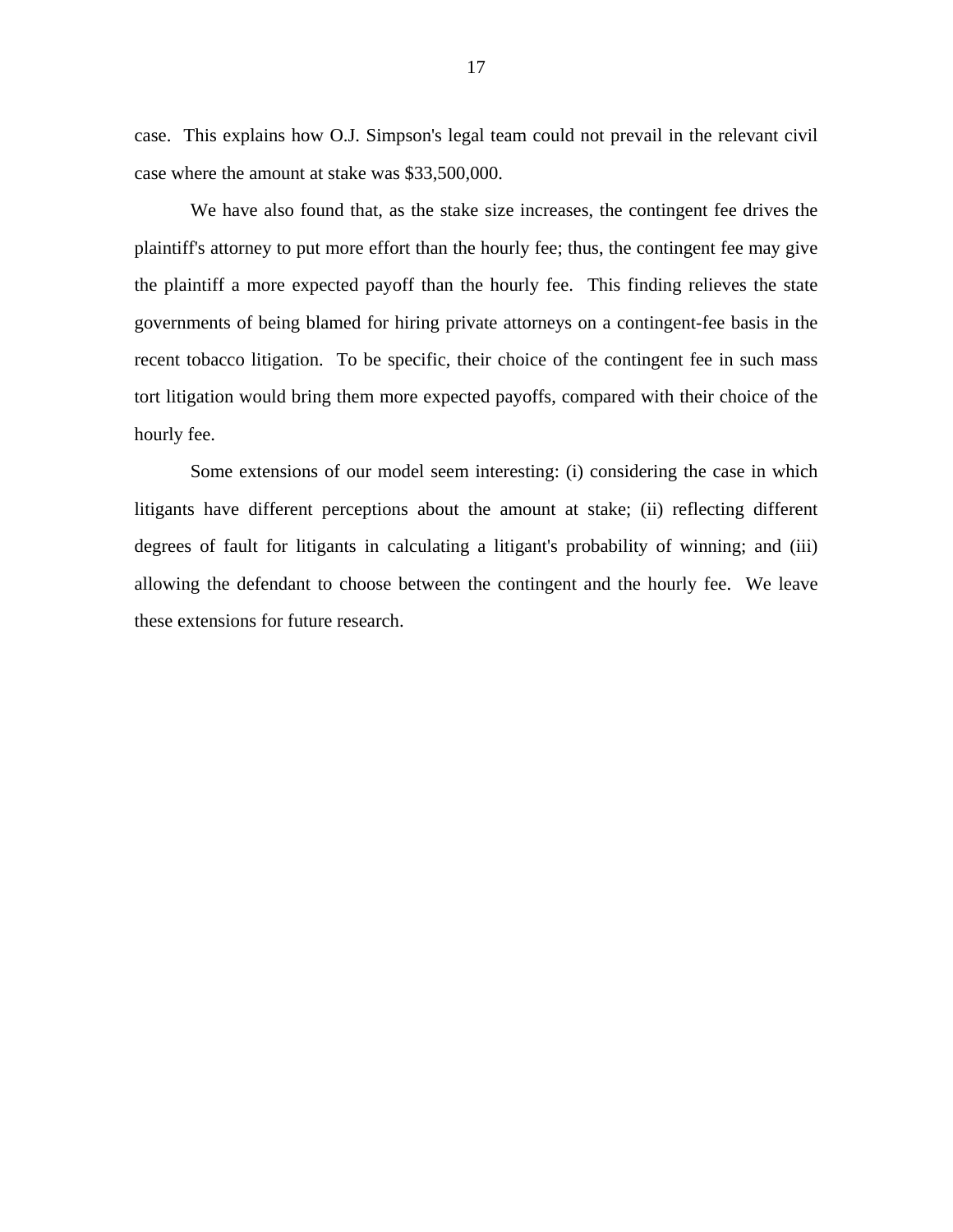case. This explains how O.J. Simpson's legal team could not prevail in the relevant civil case where the amount at stake was $33,500,000.

We have also found that, as the stake size increases, the contingent fee drives the plaintiff's attorney to put more effort than the hourly fee; thus, the contingent fee may give the plaintiff a more expected payoff than the hourly fee. This finding relieves the state governments of being blamed for hiring private attorneys on a contingent-fee basis in the recent tobacco litigation. To be specific, their choice of the contingent fee in such mass tort litigation would bring them more expected payoffs, compared with their choice of the hourly fee.

Some extensions of our model seem interesting: (i) considering the case in which litigants have different perceptions about the amount at stake; (ii) reflecting different degrees of fault for litigants in calculating a litigant's probability of winning; and (iii) allowing the defendant to choose between the contingent and the hourly fee. We leave these extensions for future research.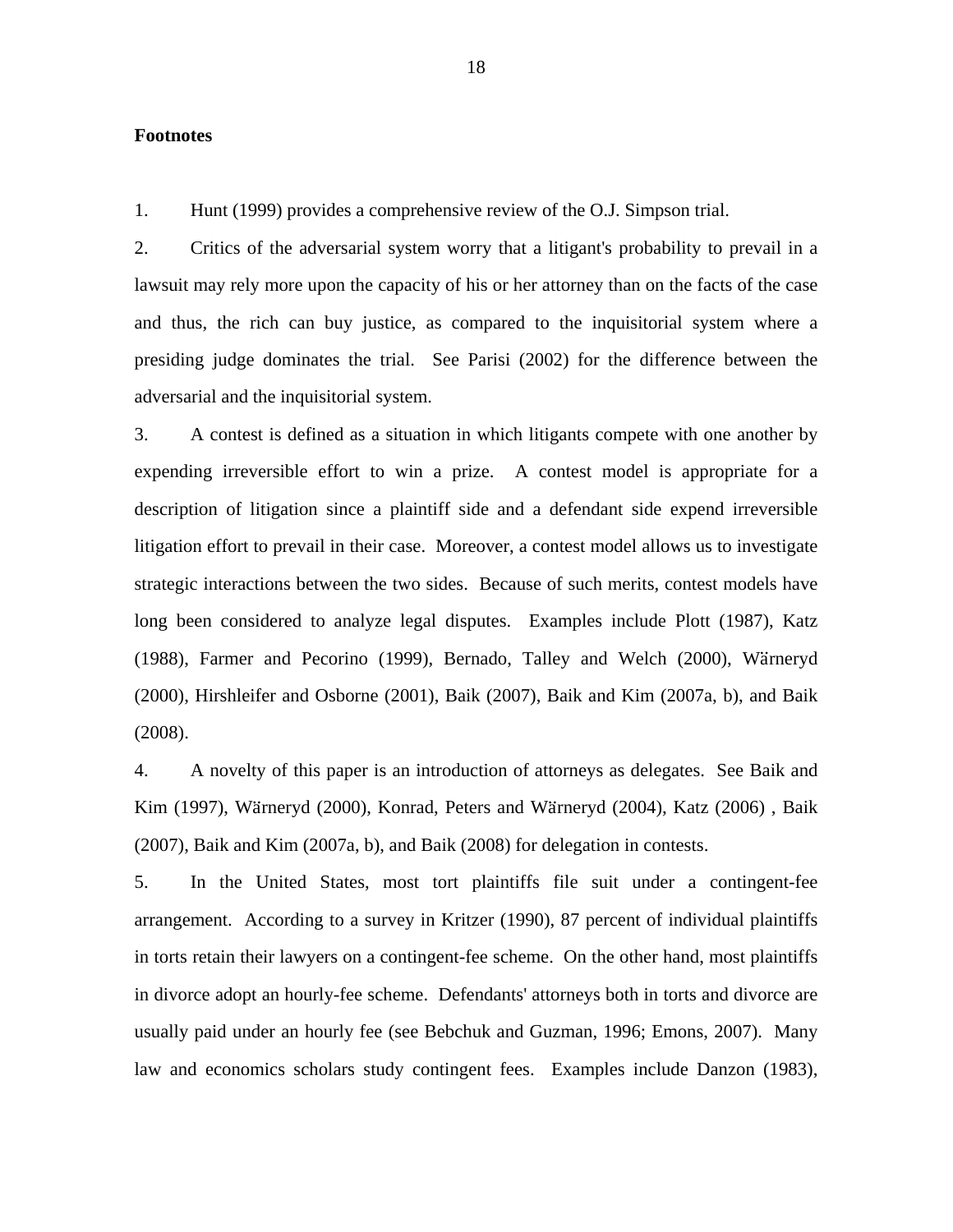**Footnotes**

1. Hunt (1999) provides a comprehensive review of the O.J. Simpson trial.

2. Critics of the adversarial system worry that a litigant's probability to prevail in a lawsuit may rely more upon the capacity of his or her attorney than on the facts of the case and thus, the rich can buy justice, as compared to the inquisitorial system where a presiding judge dominates the trial. See Parisi (2002) for the difference between the adversarial and the inquisitorial system.

3. A contest is defined as a situation in which litigants compete with one another by expending irreversible effort to win a prize. A contest model is appropriate for a description of litigation since a plaintiff side and a defendant side expend irreversible litigation effort to prevail in their case. Moreover, a contest model allows us to investigate strategic interactions between the two sides. Because of such merits, contest models have long been considered to analyze legal disputes. Examples include Plott (1987), Katz (1988), Farmer and Pecorino (1999), Bernado, Talley and Welch (2000), Wärneryd (2000), Hirshleifer and Osborne (2001), Baik (2007), Baik and Kim (2007a, b), and Baik (2008).

4. A novelty of this paper is an introduction of attorneys as delegates. See Baik and Kim (1997), Wärneryd (2000), Konrad, Peters and Wärneryd (2004), Katz (2006) , Baik (2007), Baik and Kim (2007a, b), and Baik (2008) for delegation in contests.

5. In the United States, most tort plaintiffs file suit under a contingent-fee arrangement. According to a survey in Kritzer (1990), 87 percent of individual plaintiffs in torts retain their lawyers on a contingent-fee scheme. On the other hand, most plaintiffs in divorce adopt an hourly-fee scheme. Defendants' attorneys both in torts and divorce are usually paid under an hourly fee (see Bebchuk and Guzman, 1996; Emons, 2007). Many law and economics scholars study contingent fees. Examples include Danzon (1983),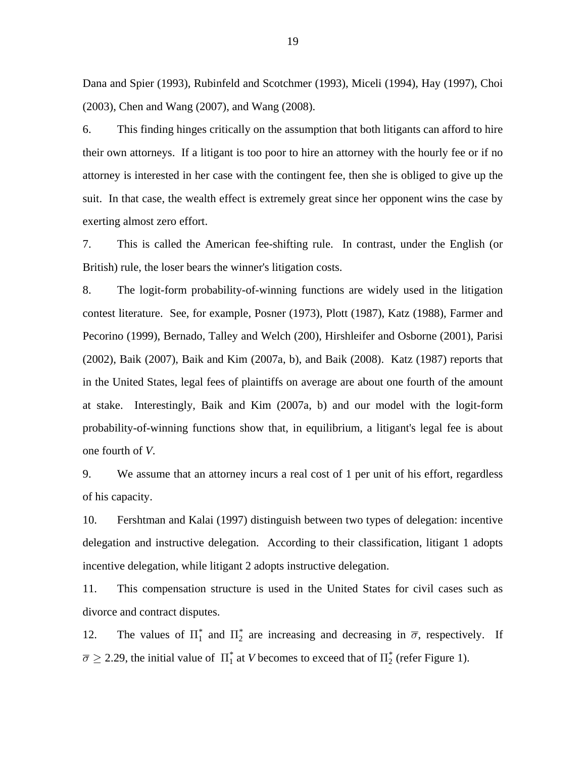Dana and Spier (1993), Rubinfeld and Scotchmer (1993), Miceli (1994), Hay (1997), Choi (2003), Chen and Wang (2007), and Wang (2008).

6. This finding hinges critically on the assumption that both litigants can afford to hire their own attorneys. If a litigant is too poor to hire an attorney with the hourly fee or if no attorney is interested in her case with the contingent fee, then she is obliged to give up the suit. In that case, the wealth effect is extremely great since her opponent wins the case by exerting almost zero effort.

7. This is called the American fee-shifting rule. In contrast, under the English (or British) rule, the loser bears the winner's litigation costs.

8. The logit-form probability-of-winning functions are widely used in the litigation contest literature. See, for example, Posner (1973), Plott (1987), Katz (1988), Farmer and Pecorino (1999), Bernado, Talley and Welch (200), Hirshleifer and Osborne (2001), Parisi (2002), Baik (2007), Baik and Kim (2007a, b), and Baik (2008). Katz (1987) reports that in the United States, legal fees of plaintiffs on average are about one fourth of the amount at stake. Interestingly, Baik and Kim (2007a, b) and our model with the logit-form probability-of-winning functions show that, in equilibrium, a litigant's legal fee is about one fourth of $V$.

9. We assume that an attorney incurs a real cost of 1 per unit of his effort, regardless of his capacity.

10. Fershtman and Kalai (1997) distinguish between two types of delegation: incentive delegation and instructive delegation. According to their classification, litigant 1 adopts incentive delegation, while litigant 2 adopts instructive delegation.

11. This compensation structure is used in the United States for civil cases such as divorce and contract disputes.

12. The values of $\Pi_1^*$ and $\Pi_2^*$ are increasing and decreasing in $\overline{\sigma}$, respectively. If $\overline{\sigma} \geq 2.29$, the initial value of $\Pi_1^*$ at $V$ becomes to exceed that of $\Pi_2^*$ (refer Figure 1).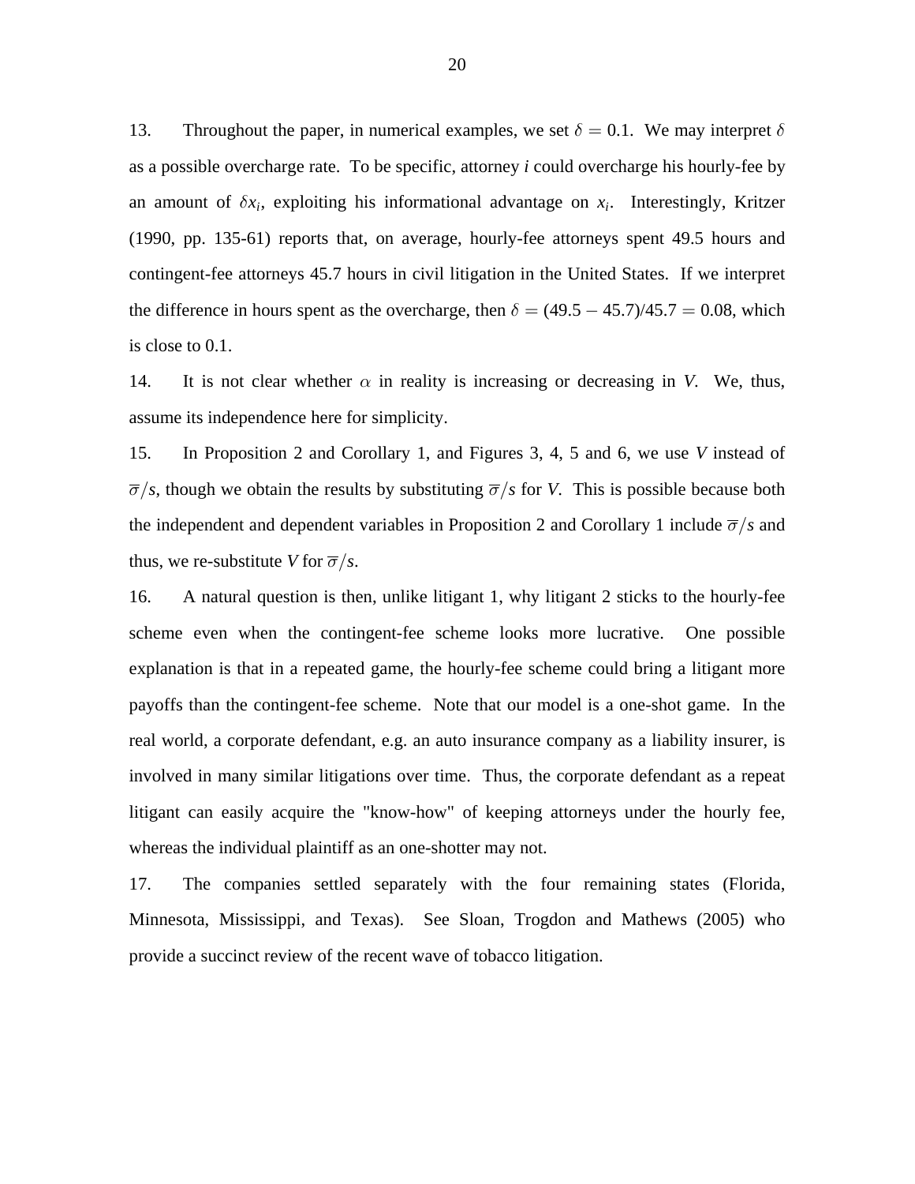13. Throughout the paper, in numerical examples, we set $\delta = 0.1$. We may interpret $\delta$ as a possible overcharge rate. To be specific, attorney $i$ could overcharge his hourly-fee by an amount of $\delta x_i$, exploiting his informational advantage on $x_i$. Interestingly, Kritzer (1990, pp. 135-61) reports that, on average, hourly-fee attorneys spent 49.5 hours and contingent-fee attorneys 45.7 hours in civil litigation in the United States. If we interpret the difference in hours spent as the overcharge, then $\delta = (49.5 - 45.7)/45.7 = 0.08$, which is close to 0.1.

14. It is not clear whether $\alpha$ in reality is increasing or decreasing in $V$. We, thus, assume its independence here for simplicity.

15. In Proposition 2 and Corollary 1, and Figures 3, 4, 5 and 6, we use $V$ instead of $\overline{\sigma}/s$, though we obtain the results by substituting $\overline{\sigma}/s$ for $V$. This is possible because both the independent and dependent variables in Proposition 2 and Corollary 1 include $\overline{\sigma}/s$ and thus, we re-substitute $V$ for $\overline{\sigma}/s$.

16. A natural question is then, unlike litigant 1, why litigant 2 sticks to the hourly-fee scheme even when the contingent-fee scheme looks more lucrative. One possible explanation is that in a repeated game, the hourly-fee scheme could bring a litigant more payoffs than the contingent-fee scheme. Note that our model is a one-shot game. In the real world, a corporate defendant, e.g. an auto insurance company as a liability insurer, is involved in many similar litigations over time. Thus, the corporate defendant as a repeat litigant can easily acquire the "know-how" of keeping attorneys under the hourly fee, whereas the individual plaintiff as an one-shotter may not.

17. The companies settled separately with the four remaining states (Florida, Minnesota, Mississippi, and Texas). See Sloan, Trogdon and Mathews (2005) who provide a succinct review of the recent wave of tobacco litigation.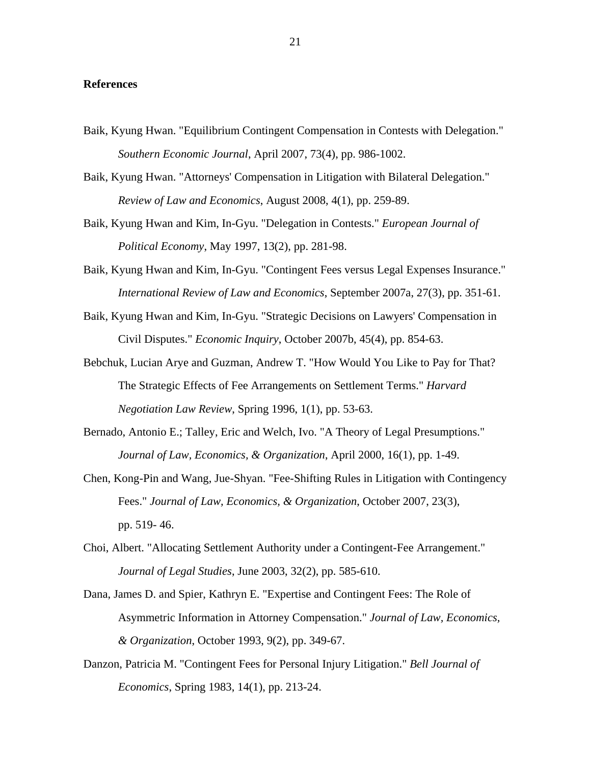**References**

Baik, Kyung Hwan. "Equilibrium Contingent Compensation in Contests with Delegation." *Southern Economic Journal*, April 2007, 73(4), pp. 986-1002.

Baik, Kyung Hwan. "Attorneys' Compensation in Litigation with Bilateral Delegation." *Review of Law and Economics*, August 2008, 4(1), pp. 259-89.

Baik, Kyung Hwan and Kim, In-Gyu. "Delegation in Contests." *European Journal of Political Economy*, May 1997, 13(2), pp. 281-98.

Baik, Kyung Hwan and Kim, In-Gyu. "Contingent Fees versus Legal Expenses Insurance." *International Review of Law and Economics*, September 2007a, 27(3), pp. 351-61.

Baik, Kyung Hwan and Kim, In-Gyu. "Strategic Decisions on Lawyers' Compensation in Civil Disputes." *Economic Inquiry*, October 2007b, 45(4), pp. 854-63.

Bebchuk, Lucian Arye and Guzman, Andrew T. "How Would You Like to Pay for That? The Strategic Effects of Fee Arrangements on Settlement Terms." *Harvard Negotiation Law Review*, Spring 1996, 1(1), pp. 53-63.

Bernado, Antonio E.; Talley, Eric and Welch, Ivo. "A Theory of Legal Presumptions." *Journal of Law, Economics, & Organization*, April 2000, 16(1), pp. 1-49.

Chen, Kong-Pin and Wang, Jue-Shyan. "Fee-Shifting Rules in Litigation with Contingency Fees." *Journal of Law, Economics, & Organization*, October 2007, 23(3), pp. 519- 46.

Choi, Albert. "Allocating Settlement Authority under a Contingent-Fee Arrangement." *Journal of Legal Studies*, June 2003, 32(2), pp. 585-610.

Dana, James D. and Spier, Kathryn E. "Expertise and Contingent Fees: The Role of Asymmetric Information in Attorney Compensation." *Journal of Law, Economics, & Organization*, October 1993, 9(2), pp. 349-67.

Danzon, Patricia M. "Contingent Fees for Personal Injury Litigation." *Bell Journal of Economics*, Spring 1983, 14(1), pp. 213-24.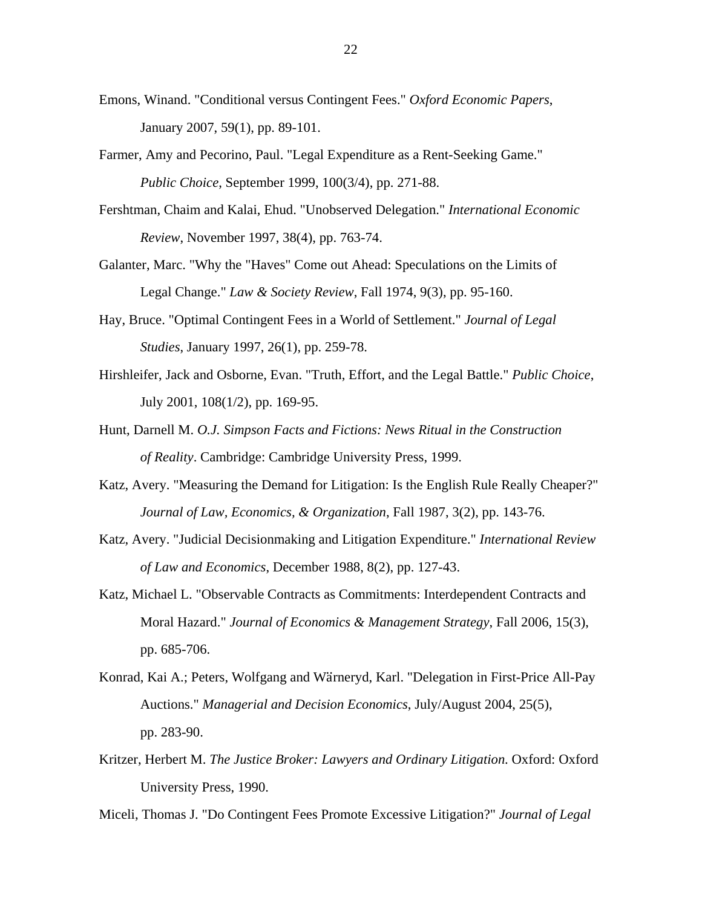Emons, Winand. "Conditional versus Contingent Fees." *Oxford Economic Papers*, January 2007, 59(1), pp. 89-101.

Farmer, Amy and Pecorino, Paul. "Legal Expenditure as a Rent-Seeking Game." *Public Choice*, September 1999, 100(3/4), pp. 271-88.

Fershtman, Chaim and Kalai, Ehud. "Unobserved Delegation." *International Economic Review*, November 1997, 38(4), pp. 763-74.

Galanter, Marc. "Why the "Haves" Come out Ahead: Speculations on the Limits of Legal Change." *Law & Society Review*, Fall 1974, 9(3), pp. 95-160.

Hay, Bruce. "Optimal Contingent Fees in a World of Settlement." *Journal of Legal Studies*, January 1997, 26(1), pp. 259-78.

Hirshleifer, Jack and Osborne, Evan. "Truth, Effort, and the Legal Battle." *Public Choice*, July 2001, 108(1/2), pp. 169-95.

Hunt, Darnell M. *O.J. Simpson Facts and Fictions: News Ritual in the Construction of Reality*. Cambridge: Cambridge University Press, 1999.

Katz, Avery. "Measuring the Demand for Litigation: Is the English Rule Really Cheaper?" *Journal of Law, Economics, & Organization*, Fall 1987, 3(2), pp. 143-76.

Katz, Avery. "Judicial Decisionmaking and Litigation Expenditure." *International Review of Law and Economics*, December 1988, 8(2), pp. 127-43.

Katz, Michael L. "Observable Contracts as Commitments: Interdependent Contracts and Moral Hazard." *Journal of Economics & Management Strategy*, Fall 2006, 15(3), pp. 685-706.

Konrad, Kai A.; Peters, Wolfgang and Wärneryd, Karl. "Delegation in First-Price All-Pay Auctions." *Managerial and Decision Economics*, July/August 2004, 25(5), pp. 283-90.

Kritzer, Herbert M. *The Justice Broker: Lawyers and Ordinary Litigation.* Oxford: Oxford University Press, 1990.

Miceli, Thomas J. "Do Contingent Fees Promote Excessive Litigation?" *Journal of Legal*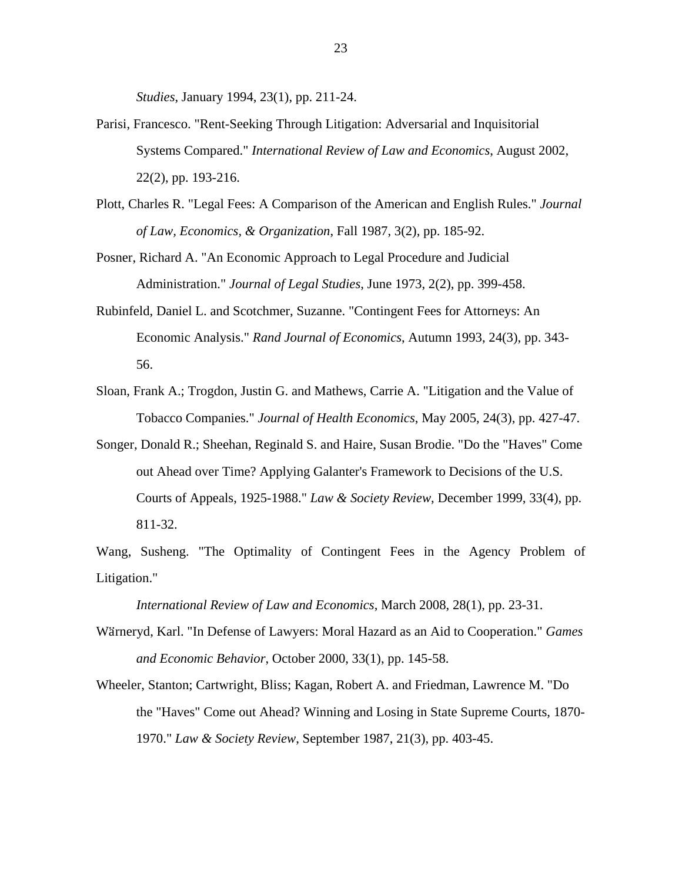*Studies*, January 1994, 23(1), pp. 211-24.

Parisi, Francesco. "Rent-Seeking Through Litigation: Adversarial and Inquisitorial Systems Compared." *International Review of Law and Economics*, August 2002, 22(2), pp. 193-216.

Plott, Charles R. "Legal Fees: A Comparison of the American and English Rules." *Journal of Law, Economics, & Organization*, Fall 1987, 3(2), pp. 185-92.

Posner, Richard A. "An Economic Approach to Legal Procedure and Judicial Administration." *Journal of Legal Studies*, June 1973, 2(2), pp. 399-458.

Rubinfeld, Daniel L. and Scotchmer, Suzanne. "Contingent Fees for Attorneys: An Economic Analysis." *Rand Journal of Economics*, Autumn 1993, 24(3), pp. 343-56.

Sloan, Frank A.; Trogdon, Justin G. and Mathews, Carrie A. "Litigation and the Value of Tobacco Companies." *Journal of Health Economics*, May 2005, 24(3), pp. 427-47.

Songer, Donald R.; Sheehan, Reginald S. and Haire, Susan Brodie. "Do the "Haves" Come out Ahead over Time? Applying Galanter's Framework to Decisions of the U.S. Courts of Appeals, 1925-1988." *Law & Society Review*, December 1999, 33(4), pp. 811-32.

Wang, Susheng. "The Optimality of Contingent Fees in the Agency Problem of Litigation." *International Review of Law and Economics*, March 2008, 28(1), pp. 23-31.

Wärneryd, Karl. "In Defense of Lawyers: Moral Hazard as an Aid to Cooperation." *Games and Economic Behavior*, October 2000, 33(1), pp. 145-58.

Wheeler, Stanton; Cartwright, Bliss; Kagan, Robert A. and Friedman, Lawrence M. "Do the "Haves" Come out Ahead? Winning and Losing in State Supreme Courts, 1870-1970." *Law & Society Review*, September 1987, 21(3), pp. 403-45.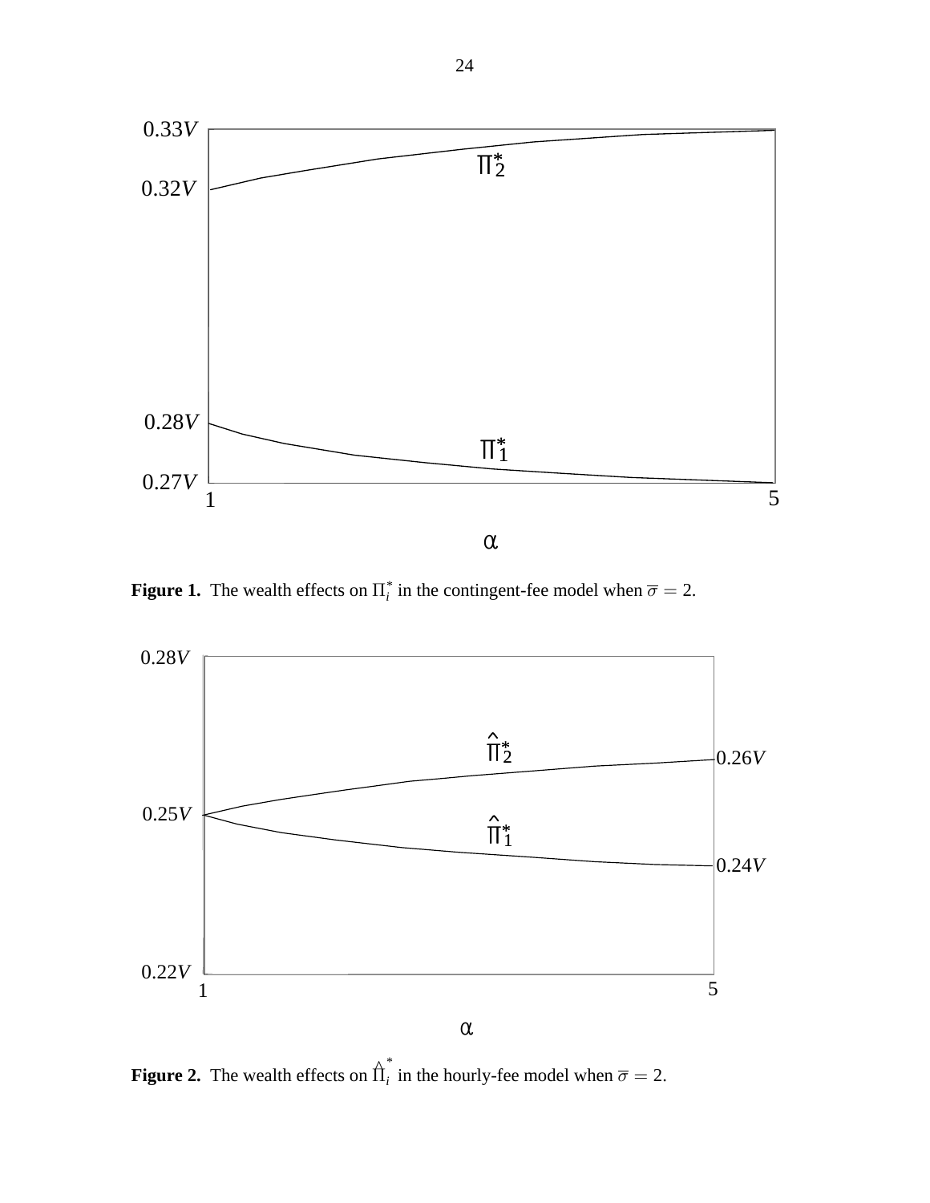**Figure 1.** The wealth effects on $\Pi_i^*$ in the contingent-fee model when $\overline{\sigma} = 2$.

**Figure 2.** The wealth effects on $\hat{\Pi}_i^*$ in the hourly-fee model when $\overline{\sigma} = 2$.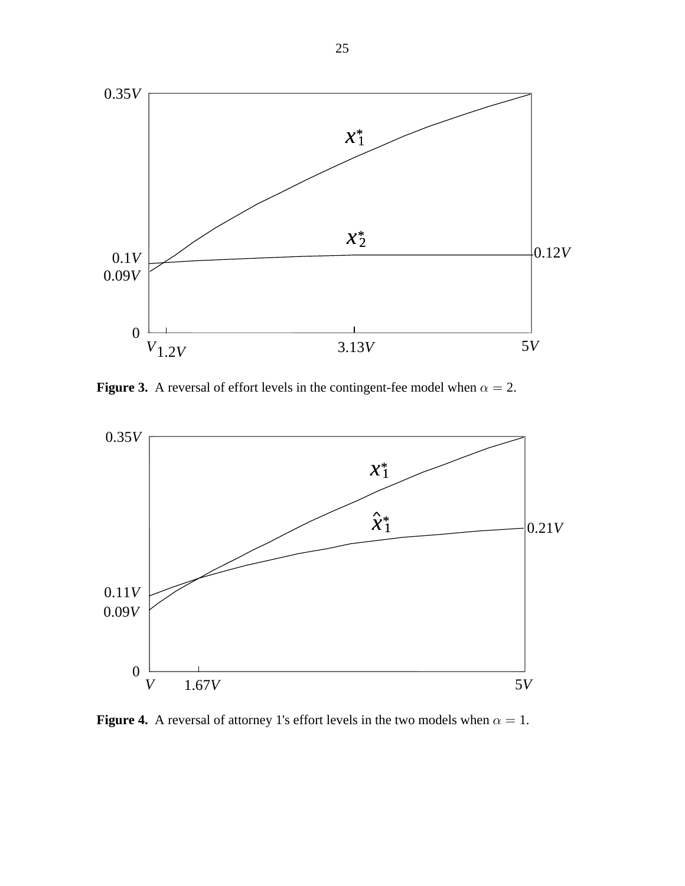**Figure 3.** A reversal of effort levels in the contingent-fee model when $\alpha = 2$.

**Figure 4.** A reversal of attorney 1's effort levels in the two models when $\alpha = 1$.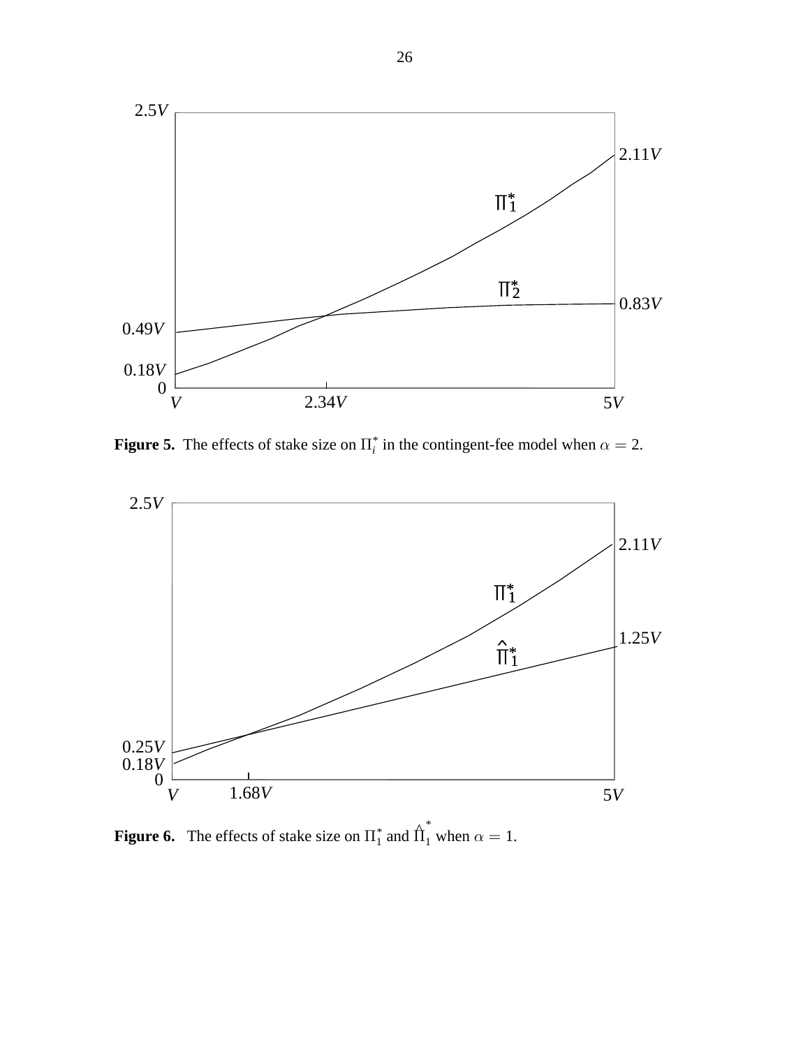2.5$V$

2.11$V$

$\Pi_1^*$

$\Pi_2^*$

0.83$V$

0.49$V$

0.18$V$

0

$V$

2.34$V$

5$V$

**Figure 5.** The effects of stake size on $\Pi_i^*$ in the contingent-fee model when $\alpha = 2$.

2.5$V$

2.11$V$

$\Pi_1^*$

1.25$V$

$\hat{\Pi}_1^*$

0.25$V$

0.18$V$

0

$V$

1.68$V$

5$V$

**Figure 6.** The effects of stake size on $\Pi_1^*$ and $\hat{\Pi}_1^*$ when $\alpha = 1$.